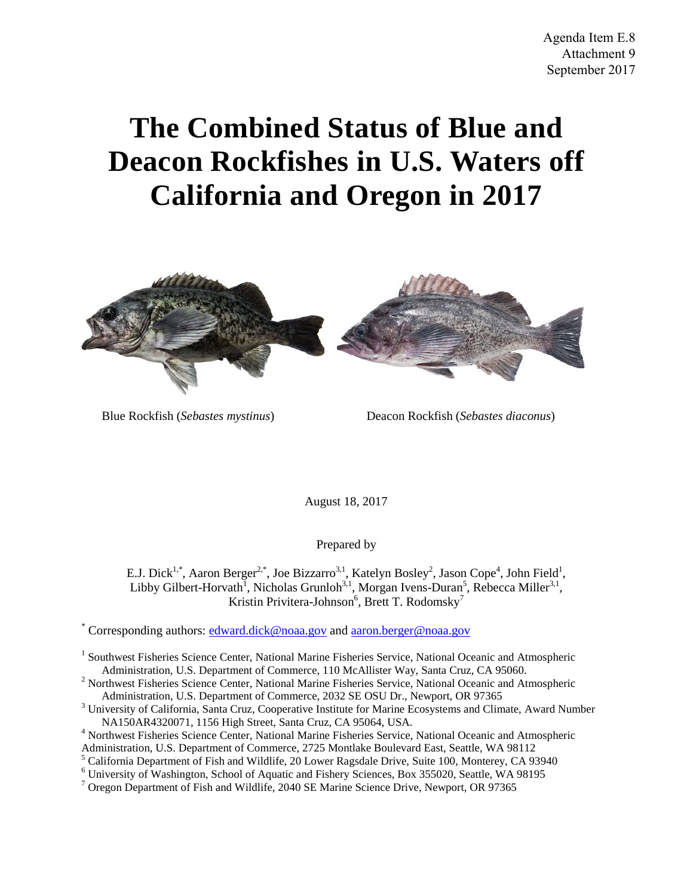Agenda Item E.8
Attachment 9
September 2017

# The Combined Status of Blue and Deacon Rockfishes in U.S. Waters off California and Oregon in 2017

Blue Rockfish (*Sebastes mystinus*)

Deacon Rockfish (*Sebastes diaconus*)

August 18, 2017

Prepared by

E.J. Dick[1,*], Aaron Berger[2,*], Joe Bizzarro[3,1], Katelyn Bosley[2], Jason Cope[4], John Field[1], Libby Gilbert-Horvath[1], Nicholas Grunloh[3,1], Morgan Ivens-Duran[5], Rebecca Miller[3,1], Kristin Privitera-Johnson[6], Brett T. Rodomsky[7]

[*] Corresponding authors: edward.dick@noaa.gov and aaron.berger@noaa.gov

[1] Southwest Fisheries Science Center, National Marine Fisheries Service, National Oceanic and Atmospheric Administration, U.S. Department of Commerce, 110 McAllister Way, Santa Cruz, CA 95060.

[2] Northwest Fisheries Science Center, National Marine Fisheries Service, National Oceanic and Atmospheric Administration, U.S. Department of Commerce, 2032 SE OSU Dr., Newport, OR 97365

[3] University of California, Santa Cruz, Cooperative Institute for Marine Ecosystems and Climate, Award Number NA150AR4320071, 1156 High Street, Santa Cruz, CA 95064, USA.

[4] Northwest Fisheries Science Center, National Marine Fisheries Service, National Oceanic and Atmospheric Administration, U.S. Department of Commerce, 2725 Montlake Boulevard East, Seattle, WA 98112

[5] California Department of Fish and Wildlife, 20 Lower Ragsdale Drive, Suite 100, Monterey, CA 93940

[6] University of Washington, School of Aquatic and Fishery Sciences, Box 355020, Seattle, WA 98195

[7] Oregon Department of Fish and Wildlife, 2040 SE Marine Science Drive, Newport, OR 97365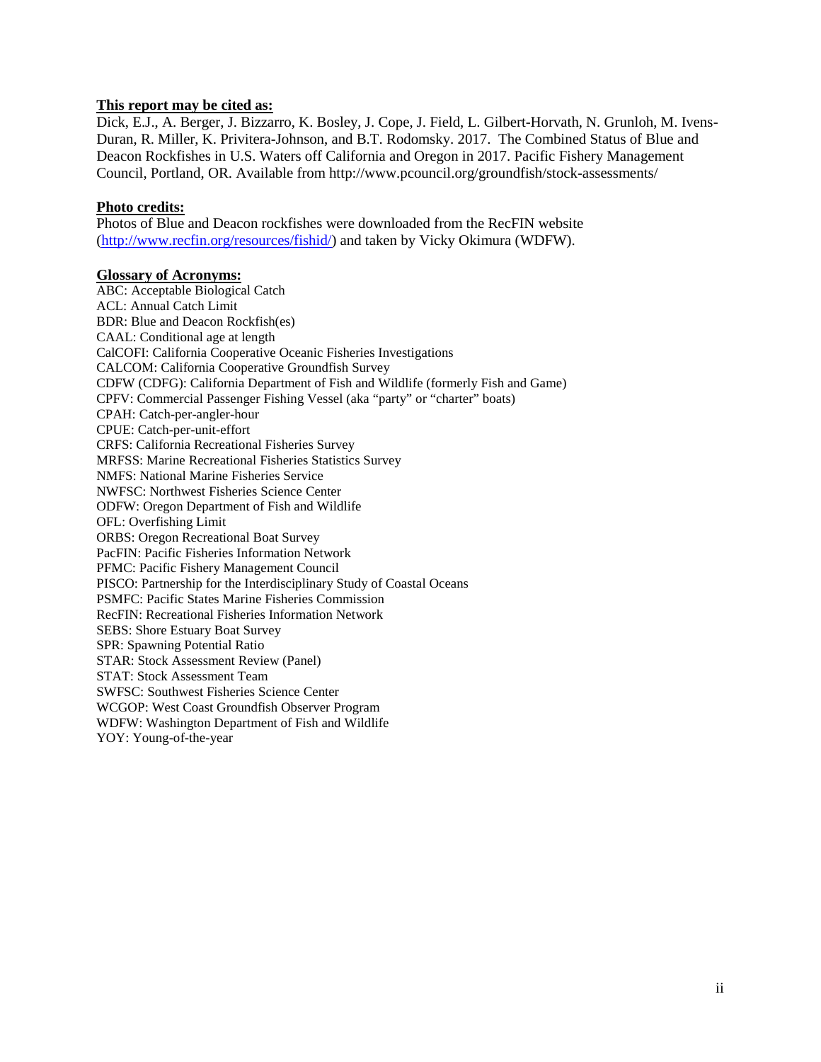**This report may be cited as:**

Dick, E.J., A. Berger, J. Bizzarro, K. Bosley, J. Cope, J. Field, L. Gilbert-Horvath, N. Grunloh, M. Ivens-Duran, R. Miller, K. Privitera-Johnson, and B.T. Rodomsky. 2017. The Combined Status of Blue and Deacon Rockfishes in U.S. Waters off California and Oregon in 2017. Pacific Fishery Management Council, Portland, OR. Available from http://www.pcouncil.org/groundfish/stock-assessments/

**Photo credits:**

Photos of Blue and Deacon rockfishes were downloaded from the RecFIN website (http://www.recfin.org/resources/fishid/) and taken by Vicky Okimura (WDFW).

**Glossary of Acronyms:**

ABC: Acceptable Biological Catch
ACL: Annual Catch Limit
BDR: Blue and Deacon Rockfish(es)
CAAL: Conditional age at length
CalCOFI: California Cooperative Oceanic Fisheries Investigations
CALCOM: California Cooperative Groundfish Survey
CDFW (CDFG): California Department of Fish and Wildlife (formerly Fish and Game)
CPFV: Commercial Passenger Fishing Vessel (aka "party" or "charter" boats)
CPAH: Catch-per-angler-hour
CPUE: Catch-per-unit-effort
CRFS: California Recreational Fisheries Survey
MRFSS: Marine Recreational Fisheries Statistics Survey
NMFS: National Marine Fisheries Service
NWFSC: Northwest Fisheries Science Center
ODFW: Oregon Department of Fish and Wildlife
OFL: Overfishing Limit
ORBS: Oregon Recreational Boat Survey
PacFIN: Pacific Fisheries Information Network
PFMC: Pacific Fishery Management Council
PISCO: Partnership for the Interdisciplinary Study of Coastal Oceans
PSMFC: Pacific States Marine Fisheries Commission
RecFIN: Recreational Fisheries Information Network
SEBS: Shore Estuary Boat Survey
SPR: Spawning Potential Ratio
STAR: Stock Assessment Review (Panel)
STAT: Stock Assessment Team
SWFSC: Southwest Fisheries Science Center
WCGOP: West Coast Groundfish Observer Program
WDFW: Washington Department of Fish and Wildlife
YOY: Young-of-the-year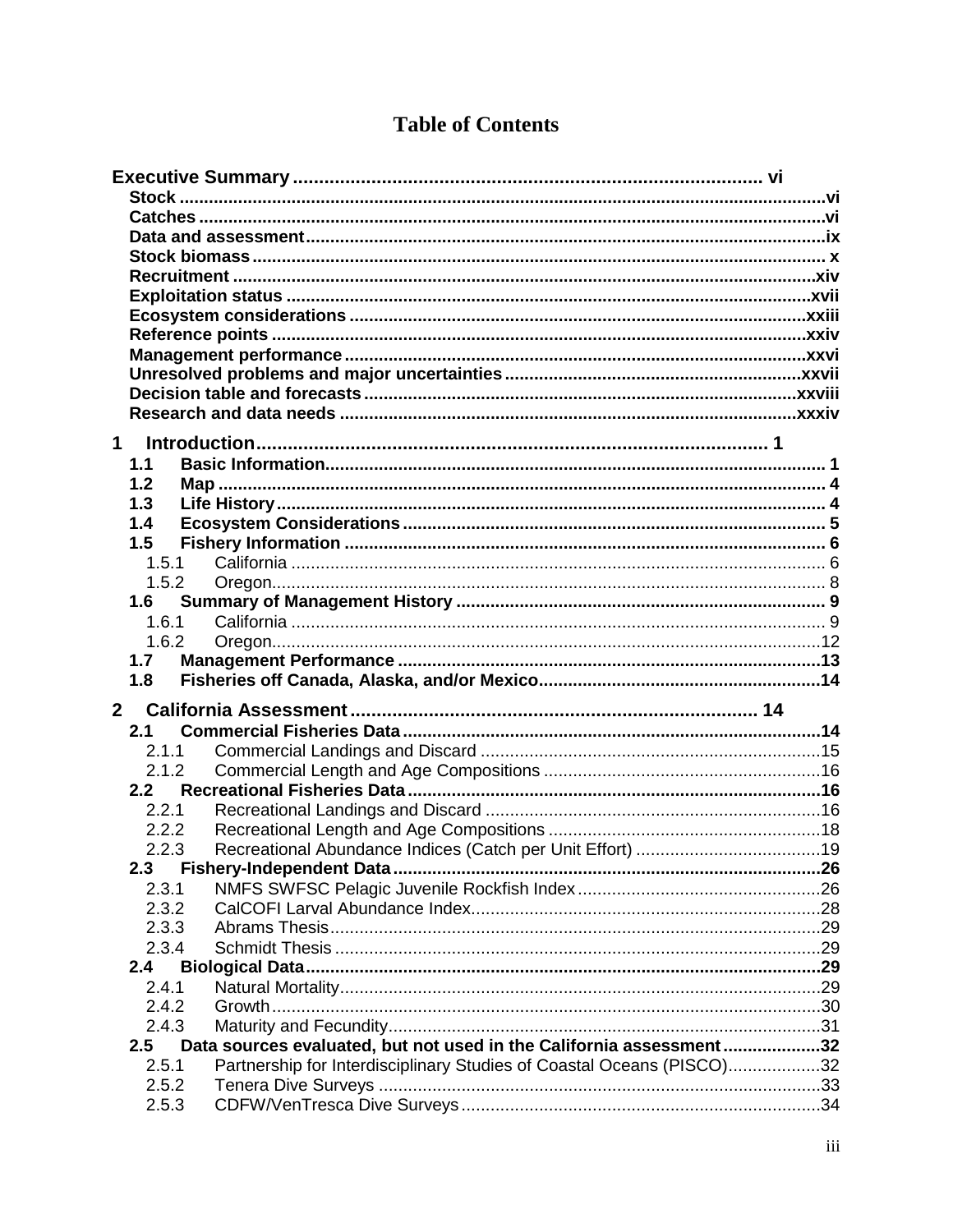# Table of Contents

**Executive Summary** ... vi

- **Stock** ... vi
- **Catches** ... vi
- **Data and assessment** ... ix
- **Stock biomass** ... x
- **Recruitment** ... xiv
- **Exploitation status** ... xvii
- **Ecosystem considerations** ... xxiii
- **Reference points** ... xxiv
- **Management performance** ... xxvi
- **Unresolved problems and major uncertainties** ... xxvii
- **Decision table and forecasts** ... xxviii
- **Research and data needs** ... xxxiv

**1 Introduction** ... 1

- **1.1 Basic Information** ... 1
- **1.2 Map** ... 4
- **1.3 Life History** ... 4
- **1.4 Ecosystem Considerations** ... 5
- **1.5 Fishery Information** ... 6
  - 1.5.1 California ... 6
  - 1.5.2 Oregon ... 8
- **1.6 Summary of Management History** ... 9
  - 1.6.1 California ... 9
  - 1.6.2 Oregon ... 12
- **1.7 Management Performance** ... 13
- **1.8 Fisheries off Canada, Alaska, and/or Mexico** ... 14

**2 California Assessment** ... 14

- **2.1 Commercial Fisheries Data** ... 14
  - 2.1.1 Commercial Landings and Discard ... 15
  - 2.1.2 Commercial Length and Age Compositions ... 16
- **2.2 Recreational Fisheries Data** ... 16
  - 2.2.1 Recreational Landings and Discard ... 16
  - 2.2.2 Recreational Length and Age Compositions ... 18
  - 2.2.3 Recreational Abundance Indices (Catch per Unit Effort) ... 19
- **2.3 Fishery-Independent Data** ... 26
  - 2.3.1 NMFS SWFSC Pelagic Juvenile Rockfish Index ... 26
  - 2.3.2 CalCOFI Larval Abundance Index ... 28
  - 2.3.3 Abrams Thesis ... 29
  - 2.3.4 Schmidt Thesis ... 29
- **2.4 Biological Data** ... 29
  - 2.4.1 Natural Mortality ... 29
  - 2.4.2 Growth ... 30
  - 2.4.3 Maturity and Fecundity ... 31
- **2.5 Data sources evaluated, but not used in the California assessment** ... 32
  - 2.5.1 Partnership for Interdisciplinary Studies of Coastal Oceans (PISCO) ... 32
  - 2.5.2 Tenera Dive Surveys ... 33
  - 2.5.3 CDFW/VenTresca Dive Surveys ... 34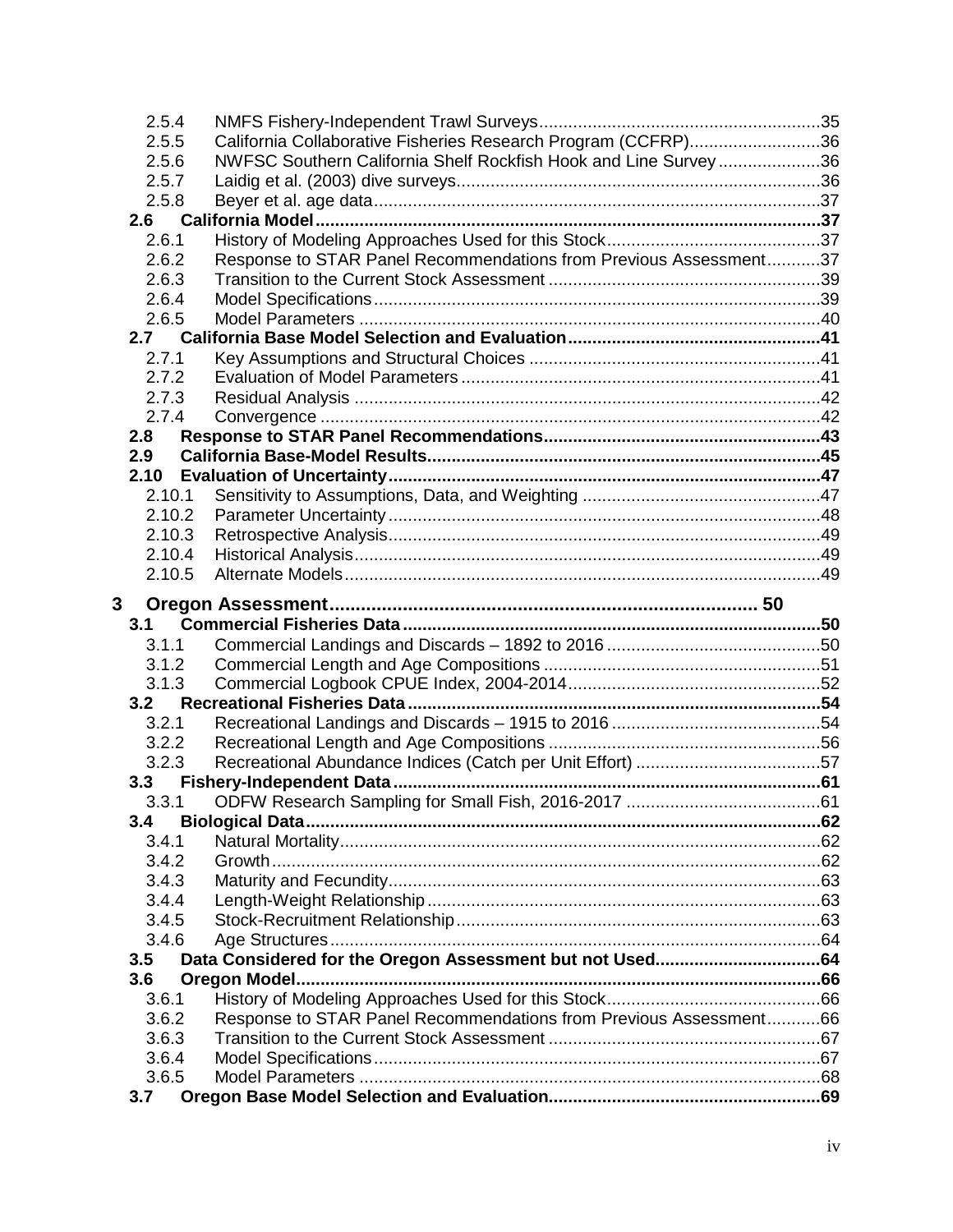2.5.4 NMFS Fishery-Independent Trawl Surveys ..... 35
2.5.5 California Collaborative Fisheries Research Program (CCFRP) ..... 36
2.5.6 NWFSC Southern California Shelf Rockfish Hook and Line Survey ..... 36
2.5.7 Laidig et al. (2003) dive surveys ..... 36
2.5.8 Beyer et al. age data ..... 37

**2.6 California Model ..... 37**

2.6.1 History of Modeling Approaches Used for this Stock ..... 37
2.6.2 Response to STAR Panel Recommendations from Previous Assessment ..... 37
2.6.3 Transition to the Current Stock Assessment ..... 39
2.6.4 Model Specifications ..... 39
2.6.5 Model Parameters ..... 40

**2.7 California Base Model Selection and Evaluation ..... 41**

2.7.1 Key Assumptions and Structural Choices ..... 41
2.7.2 Evaluation of Model Parameters ..... 41
2.7.3 Residual Analysis ..... 42
2.7.4 Convergence ..... 42

**2.8 Response to STAR Panel Recommendations ..... 43**

**2.9 California Base-Model Results ..... 45**

**2.10 Evaluation of Uncertainty ..... 47**

2.10.1 Sensitivity to Assumptions, Data, and Weighting ..... 47
2.10.2 Parameter Uncertainty ..... 48
2.10.3 Retrospective Analysis ..... 49
2.10.4 Historical Analysis ..... 49
2.10.5 Alternate Models ..... 49

**3 Oregon Assessment ..... 50**

**3.1 Commercial Fisheries Data ..... 50**

3.1.1 Commercial Landings and Discards – 1892 to 2016 ..... 50
3.1.2 Commercial Length and Age Compositions ..... 51
3.1.3 Commercial Logbook CPUE Index, 2004-2014 ..... 52

**3.2 Recreational Fisheries Data ..... 54**

3.2.1 Recreational Landings and Discards – 1915 to 2016 ..... 54
3.2.2 Recreational Length and Age Compositions ..... 56
3.2.3 Recreational Abundance Indices (Catch per Unit Effort) ..... 57

**3.3 Fishery-Independent Data ..... 61**

3.3.1 ODFW Research Sampling for Small Fish, 2016-2017 ..... 61

**3.4 Biological Data ..... 62**

3.4.1 Natural Mortality ..... 62
3.4.2 Growth ..... 62
3.4.3 Maturity and Fecundity ..... 63
3.4.4 Length-Weight Relationship ..... 63
3.4.5 Stock-Recruitment Relationship ..... 63
3.4.6 Age Structures ..... 64

**3.5 Data Considered for the Oregon Assessment but not Used ..... 64**

**3.6 Oregon Model ..... 66**

3.6.1 History of Modeling Approaches Used for this Stock ..... 66
3.6.2 Response to STAR Panel Recommendations from Previous Assessment ..... 66
3.6.3 Transition to the Current Stock Assessment ..... 67
3.6.4 Model Specifications ..... 67
3.6.5 Model Parameters ..... 68

**3.7 Oregon Base Model Selection and Evaluation ..... 69**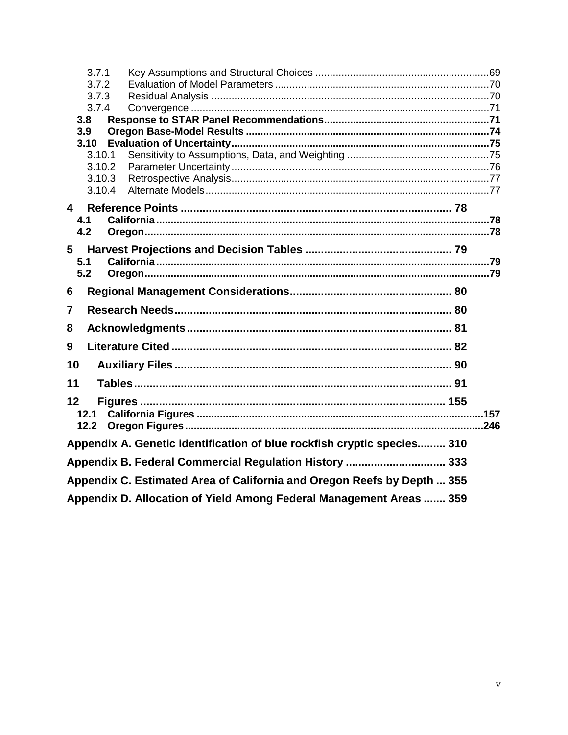3.7.1 Key Assumptions and Structural Choices ....69
3.7.2 Evaluation of Model Parameters ....70
3.7.3 Residual Analysis ....70
3.7.4 Convergence ....71

**3.8 Response to STAR Panel Recommendations ....71**

**3.9 Oregon Base-Model Results ....74**

**3.10 Evaluation of Uncertainty ....75**

3.10.1 Sensitivity to Assumptions, Data, and Weighting ....75
3.10.2 Parameter Uncertainty ....76
3.10.3 Retrospective Analysis ....77
3.10.4 Alternate Models ....77

**4 Reference Points .... 78**

**4.1 California ....78**

**4.2 Oregon ....78**

**5 Harvest Projections and Decision Tables .... 79**

**5.1 California ....79**

**5.2 Oregon ....79**

**6 Regional Management Considerations .... 80**

**7 Research Needs .... 80**

**8 Acknowledgments .... 81**

**9 Literature Cited .... 82**

**10 Auxiliary Files .... 90**

**11 Tables .... 91**

**12 Figures .... 155**

**12.1 California Figures ....157**

**12.2 Oregon Figures ....246**

**Appendix A. Genetic identification of blue rockfish cryptic species .... 310**

**Appendix B. Federal Commercial Regulation History .... 333**

**Appendix C. Estimated Area of California and Oregon Reefs by Depth .... 355**

**Appendix D. Allocation of Yield Among Federal Management Areas .... 359**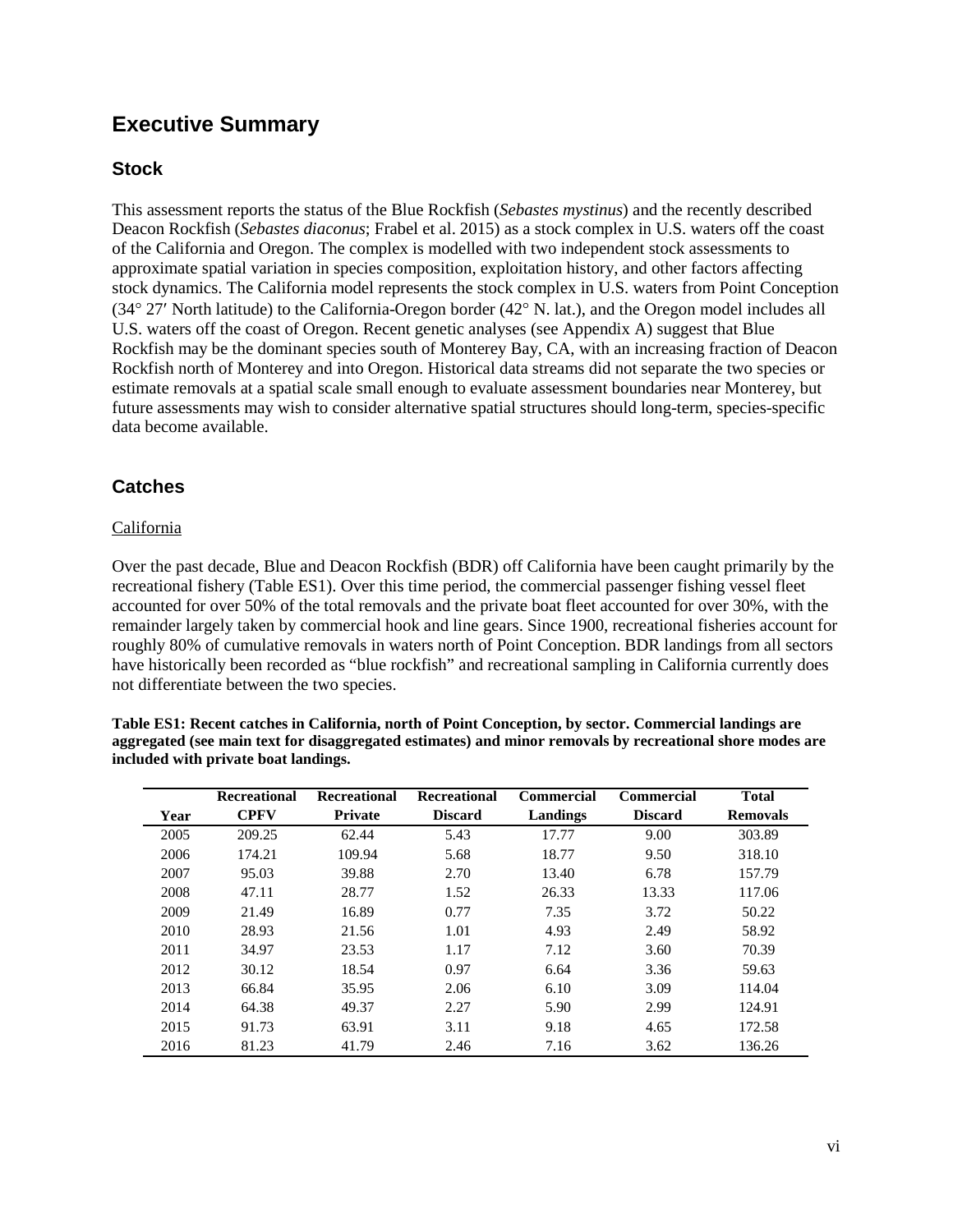# Executive Summary

## Stock

This assessment reports the status of the Blue Rockfish (*Sebastes mystinus*) and the recently described Deacon Rockfish (*Sebastes diaconus*; Frabel et al. 2015) as a stock complex in U.S. waters off the coast of the California and Oregon. The complex is modelled with two independent stock assessments to approximate spatial variation in species composition, exploitation history, and other factors affecting stock dynamics. The California model represents the stock complex in U.S. waters from Point Conception (34° 27′ North latitude) to the California-Oregon border (42° N. lat.), and the Oregon model includes all U.S. waters off the coast of Oregon. Recent genetic analyses (see Appendix A) suggest that Blue Rockfish may be the dominant species south of Monterey Bay, CA, with an increasing fraction of Deacon Rockfish north of Monterey and into Oregon. Historical data streams did not separate the two species or estimate removals at a spatial scale small enough to evaluate assessment boundaries near Monterey, but future assessments may wish to consider alternative spatial structures should long-term, species-specific data become available.

## Catches

### California

Over the past decade, Blue and Deacon Rockfish (BDR) off California have been caught primarily by the recreational fishery (Table ES1). Over this time period, the commercial passenger fishing vessel fleet accounted for over 50% of the total removals and the private boat fleet accounted for over 30%, with the remainder largely taken by commercial hook and line gears. Since 1900, recreational fisheries account for roughly 80% of cumulative removals in waters north of Point Conception. BDR landings from all sectors have historically been recorded as "blue rockfish" and recreational sampling in California currently does not differentiate between the two species.

**Table ES1: Recent catches in California, north of Point Conception, by sector. Commercial landings are aggregated (see main text for disaggregated estimates) and minor removals by recreational shore modes are included with private boat landings.**

| Year | Recreational CPFV | Recreational Private | Recreational Discard | Commercial Landings | Commercial Discard | Total Removals |
|---|---|---|---|---|---|---|
| 2005 | 209.25 | 62.44 | 5.43 | 17.77 | 9.00 | 303.89 |
| 2006 | 174.21 | 109.94 | 5.68 | 18.77 | 9.50 | 318.10 |
| 2007 | 95.03 | 39.88 | 2.70 | 13.40 | 6.78 | 157.79 |
| 2008 | 47.11 | 28.77 | 1.52 | 26.33 | 13.33 | 117.06 |
| 2009 | 21.49 | 16.89 | 0.77 | 7.35 | 3.72 | 50.22 |
| 2010 | 28.93 | 21.56 | 1.01 | 4.93 | 2.49 | 58.92 |
| 2011 | 34.97 | 23.53 | 1.17 | 7.12 | 3.60 | 70.39 |
| 2012 | 30.12 | 18.54 | 0.97 | 6.64 | 3.36 | 59.63 |
| 2013 | 66.84 | 35.95 | 2.06 | 6.10 | 3.09 | 114.04 |
| 2014 | 64.38 | 49.37 | 2.27 | 5.90 | 2.99 | 124.91 |
| 2015 | 91.73 | 63.91 | 3.11 | 9.18 | 4.65 | 172.58 |
| 2016 | 81.23 | 41.79 | 2.46 | 7.16 | 3.62 | 136.26 |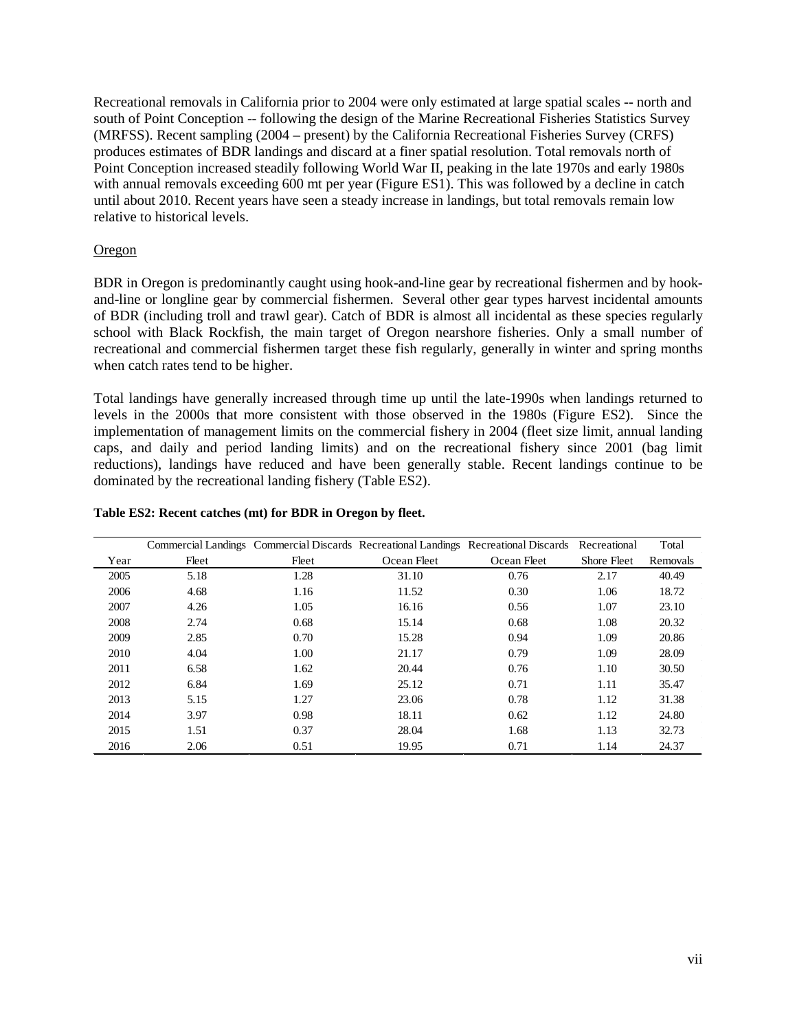Recreational removals in California prior to 2004 were only estimated at large spatial scales -- north and south of Point Conception -- following the design of the Marine Recreational Fisheries Statistics Survey (MRFSS). Recent sampling (2004 – present) by the California Recreational Fisheries Survey (CRFS) produces estimates of BDR landings and discard at a finer spatial resolution. Total removals north of Point Conception increased steadily following World War II, peaking in the late 1970s and early 1980s with annual removals exceeding 600 mt per year (Figure ES1). This was followed by a decline in catch until about 2010. Recent years have seen a steady increase in landings, but total removals remain low relative to historical levels.

Oregon

BDR in Oregon is predominantly caught using hook-and-line gear by recreational fishermen and by hook-and-line or longline gear by commercial fishermen. Several other gear types harvest incidental amounts of BDR (including troll and trawl gear). Catch of BDR is almost all incidental as these species regularly school with Black Rockfish, the main target of Oregon nearshore fisheries. Only a small number of recreational and commercial fishermen target these fish regularly, generally in winter and spring months when catch rates tend to be higher.

Total landings have generally increased through time up until the late-1990s when landings returned to levels in the 2000s that more consistent with those observed in the 1980s (Figure ES2). Since the implementation of management limits on the commercial fishery in 2004 (fleet size limit, annual landing caps, and daily and period landing limits) and on the recreational fishery since 2001 (bag limit reductions), landings have reduced and have been generally stable. Recent landings continue to be dominated by the recreational landing fishery (Table ES2).

**Table ES2: Recent catches (mt) for BDR in Oregon by fleet.**

| Year | Commercial Landings Fleet | Commercial Discards Fleet | Recreational Landings Ocean Fleet | Recreational Discards Ocean Fleet | Recreational Shore Fleet | Total Removals |
|---|---|---|---|---|---|---|
| 2005 | 5.18 | 1.28 | 31.10 | 0.76 | 2.17 | 40.49 |
| 2006 | 4.68 | 1.16 | 11.52 | 0.30 | 1.06 | 18.72 |
| 2007 | 4.26 | 1.05 | 16.16 | 0.56 | 1.07 | 23.10 |
| 2008 | 2.74 | 0.68 | 15.14 | 0.68 | 1.08 | 20.32 |
| 2009 | 2.85 | 0.70 | 15.28 | 0.94 | 1.09 | 20.86 |
| 2010 | 4.04 | 1.00 | 21.17 | 0.79 | 1.09 | 28.09 |
| 2011 | 6.58 | 1.62 | 20.44 | 0.76 | 1.10 | 30.50 |
| 2012 | 6.84 | 1.69 | 25.12 | 0.71 | 1.11 | 35.47 |
| 2013 | 5.15 | 1.27 | 23.06 | 0.78 | 1.12 | 31.38 |
| 2014 | 3.97 | 0.98 | 18.11 | 0.62 | 1.12 | 24.80 |
| 2015 | 1.51 | 0.37 | 28.04 | 1.68 | 1.13 | 32.73 |
| 2016 | 2.06 | 0.51 | 19.95 | 0.71 | 1.14 | 24.37 |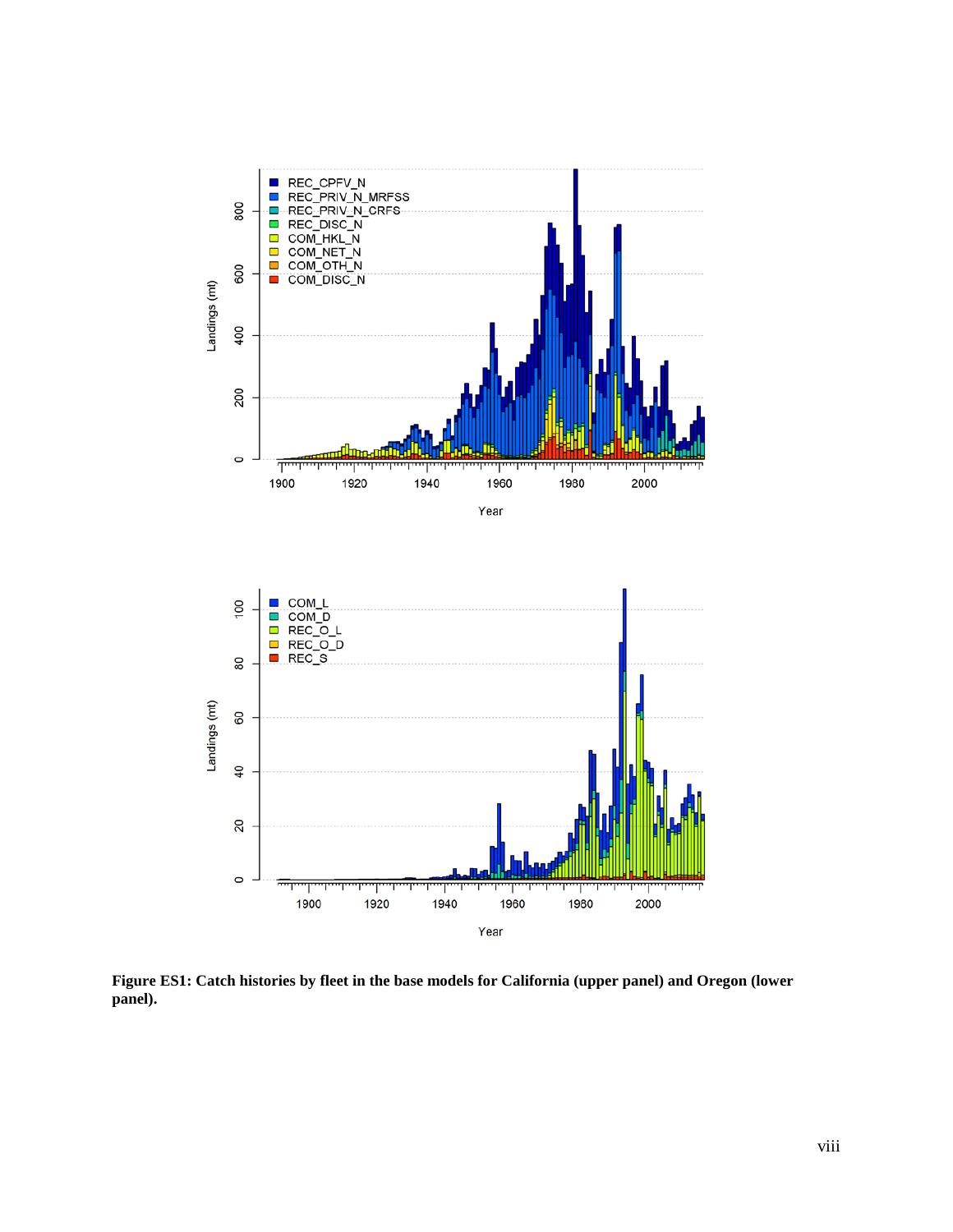**Figure ES1: Catch histories by fleet in the base models for California (upper panel) and Oregon (lower panel).**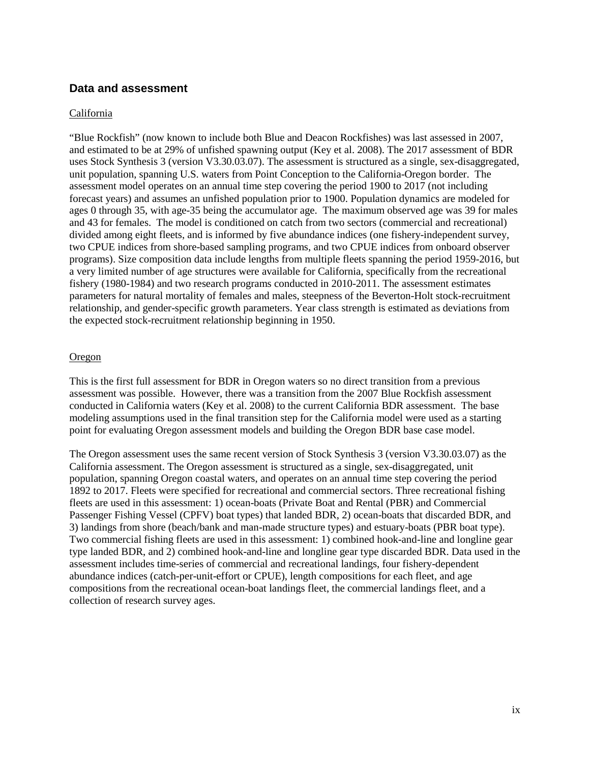## Data and assessment

### California

"Blue Rockfish" (now known to include both Blue and Deacon Rockfishes) was last assessed in 2007, and estimated to be at 29% of unfished spawning output (Key et al. 2008). The 2017 assessment of BDR uses Stock Synthesis 3 (version V3.30.03.07). The assessment is structured as a single, sex-disaggregated, unit population, spanning U.S. waters from Point Conception to the California-Oregon border. The assessment model operates on an annual time step covering the period 1900 to 2017 (not including forecast years) and assumes an unfished population prior to 1900. Population dynamics are modeled for ages 0 through 35, with age-35 being the accumulator age. The maximum observed age was 39 for males and 43 for females. The model is conditioned on catch from two sectors (commercial and recreational) divided among eight fleets, and is informed by five abundance indices (one fishery-independent survey, two CPUE indices from shore-based sampling programs, and two CPUE indices from onboard observer programs). Size composition data include lengths from multiple fleets spanning the period 1959-2016, but a very limited number of age structures were available for California, specifically from the recreational fishery (1980-1984) and two research programs conducted in 2010-2011. The assessment estimates parameters for natural mortality of females and males, steepness of the Beverton-Holt stock-recruitment relationship, and gender-specific growth parameters. Year class strength is estimated as deviations from the expected stock-recruitment relationship beginning in 1950.

### Oregon

This is the first full assessment for BDR in Oregon waters so no direct transition from a previous assessment was possible. However, there was a transition from the 2007 Blue Rockfish assessment conducted in California waters (Key et al. 2008) to the current California BDR assessment. The base modeling assumptions used in the final transition step for the California model were used as a starting point for evaluating Oregon assessment models and building the Oregon BDR base case model.

The Oregon assessment uses the same recent version of Stock Synthesis 3 (version V3.30.03.07) as the California assessment. The Oregon assessment is structured as a single, sex-disaggregated, unit population, spanning Oregon coastal waters, and operates on an annual time step covering the period 1892 to 2017. Fleets were specified for recreational and commercial sectors. Three recreational fishing fleets are used in this assessment: 1) ocean-boats (Private Boat and Rental (PBR) and Commercial Passenger Fishing Vessel (CPFV) boat types) that landed BDR, 2) ocean-boats that discarded BDR, and 3) landings from shore (beach/bank and man-made structure types) and estuary-boats (PBR boat type). Two commercial fishing fleets are used in this assessment: 1) combined hook-and-line and longline gear type landed BDR, and 2) combined hook-and-line and longline gear type discarded BDR. Data used in the assessment includes time-series of commercial and recreational landings, four fishery-dependent abundance indices (catch-per-unit-effort or CPUE), length compositions for each fleet, and age compositions from the recreational ocean-boat landings fleet, the commercial landings fleet, and a collection of research survey ages.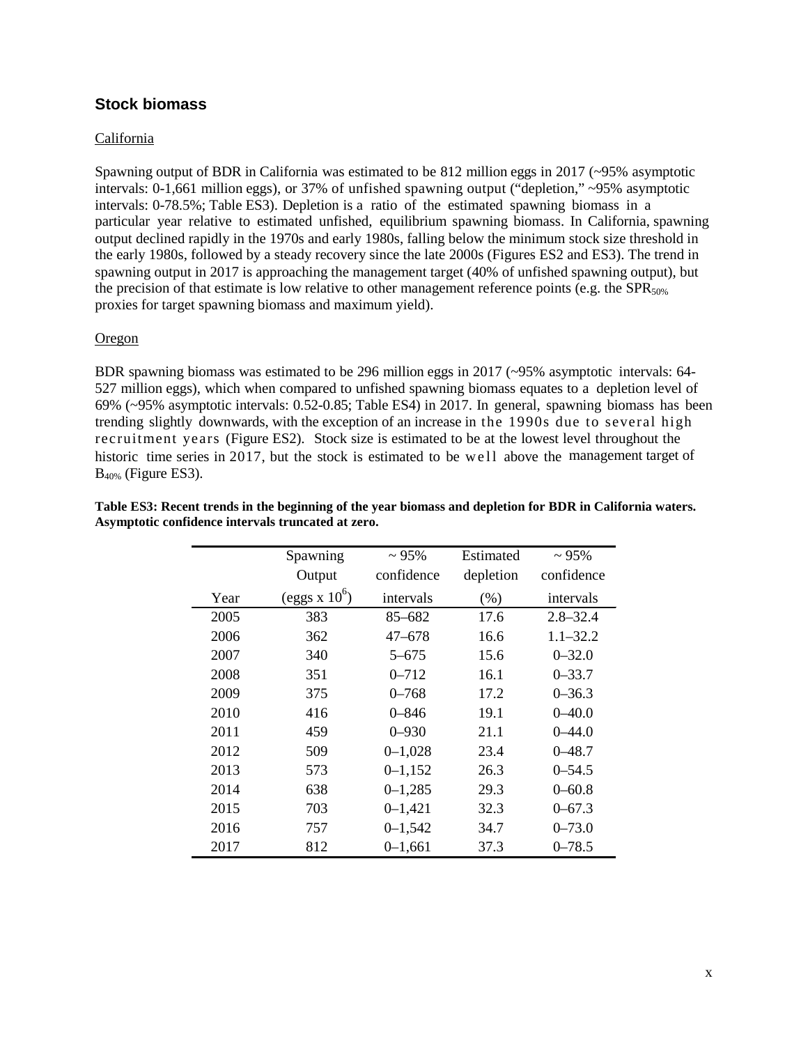## Stock biomass

California

Spawning output of BDR in California was estimated to be 812 million eggs in 2017 (~95% asymptotic intervals: 0-1,661 million eggs), or 37% of unfished spawning output ("depletion," ~95% asymptotic intervals: 0-78.5%; Table ES3). Depletion is a ratio of the estimated spawning biomass in a particular year relative to estimated unfished, equilibrium spawning biomass. In California, spawning output declined rapidly in the 1970s and early 1980s, falling below the minimum stock size threshold in the early 1980s, followed by a steady recovery since the late 2000s (Figures ES2 and ES3). The trend in spawning output in 2017 is approaching the management target (40% of unfished spawning output), but the precision of that estimate is low relative to other management reference points (e.g. the $SPR_{50\%}$ proxies for target spawning biomass and maximum yield).

Oregon

BDR spawning biomass was estimated to be 296 million eggs in 2017 (~95% asymptotic intervals: 64-527 million eggs), which when compared to unfished spawning biomass equates to a depletion level of 69% (~95% asymptotic intervals: 0.52-0.85; Table ES4) in 2017. In general, spawning biomass has been trending slightly downwards, with the exception of an increase in the 1990s due to several high recruitment years (Figure ES2). Stock size is estimated to be at the lowest level throughout the historic time series in 2017, but the stock is estimated to be well above the management target of $B_{40\%}$ (Figure ES3).

**Table ES3: Recent trends in the beginning of the year biomass and depletion for BDR in California waters. Asymptotic confidence intervals truncated at zero.**

| Year | Spawning Output (eggs x $10^6$) | ~ 95% confidence intervals | Estimated depletion (%) | ~ 95% confidence intervals |
|---|---|---|---|---|
| 2005 | 383 | 85–682 | 17.6 | 2.8–32.4 |
| 2006 | 362 | 47–678 | 16.6 | 1.1–32.2 |
| 2007 | 340 | 5–675 | 15.6 | 0–32.0 |
| 2008 | 351 | 0–712 | 16.1 | 0–33.7 |
| 2009 | 375 | 0–768 | 17.2 | 0–36.3 |
| 2010 | 416 | 0–846 | 19.1 | 0–40.0 |
| 2011 | 459 | 0–930 | 21.1 | 0–44.0 |
| 2012 | 509 | 0–1,028 | 23.4 | 0–48.7 |
| 2013 | 573 | 0–1,152 | 26.3 | 0–54.5 |
| 2014 | 638 | 0–1,285 | 29.3 | 0–60.8 |
| 2015 | 703 | 0–1,421 | 32.3 | 0–67.3 |
| 2016 | 757 | 0–1,542 | 34.7 | 0–73.0 |
| 2017 | 812 | 0–1,661 | 37.3 | 0–78.5 |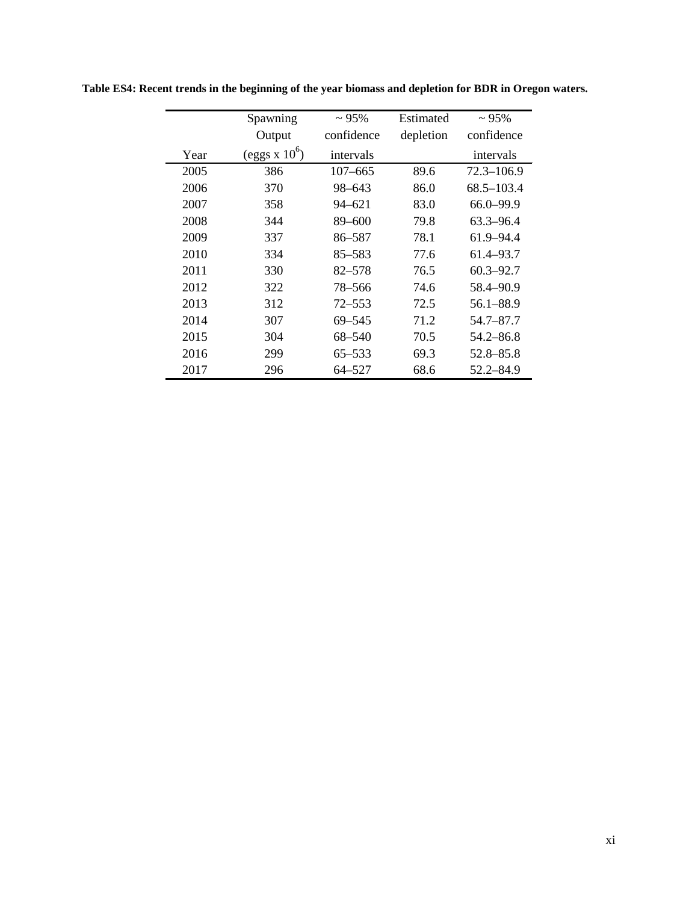**Table ES4: Recent trends in the beginning of the year biomass and depletion for BDR in Oregon waters.**

| Year | Spawning Output (eggs x $10^6$) | ~ 95% confidence intervals | Estimated depletion | ~ 95% confidence intervals |
|---|---|---|---|---|
| 2005 | 386 | 107–665 | 89.6 | 72.3–106.9 |
| 2006 | 370 | 98–643 | 86.0 | 68.5–103.4 |
| 2007 | 358 | 94–621 | 83.0 | 66.0–99.9 |
| 2008 | 344 | 89–600 | 79.8 | 63.3–96.4 |
| 2009 | 337 | 86–587 | 78.1 | 61.9–94.4 |
| 2010 | 334 | 85–583 | 77.6 | 61.4–93.7 |
| 2011 | 330 | 82–578 | 76.5 | 60.3–92.7 |
| 2012 | 322 | 78–566 | 74.6 | 58.4–90.9 |
| 2013 | 312 | 72–553 | 72.5 | 56.1–88.9 |
| 2014 | 307 | 69–545 | 71.2 | 54.7–87.7 |
| 2015 | 304 | 68–540 | 70.5 | 54.2–86.8 |
| 2016 | 299 | 65–533 | 69.3 | 52.8–85.8 |
| 2017 | 296 | 64–527 | 68.6 | 52.2–84.9 |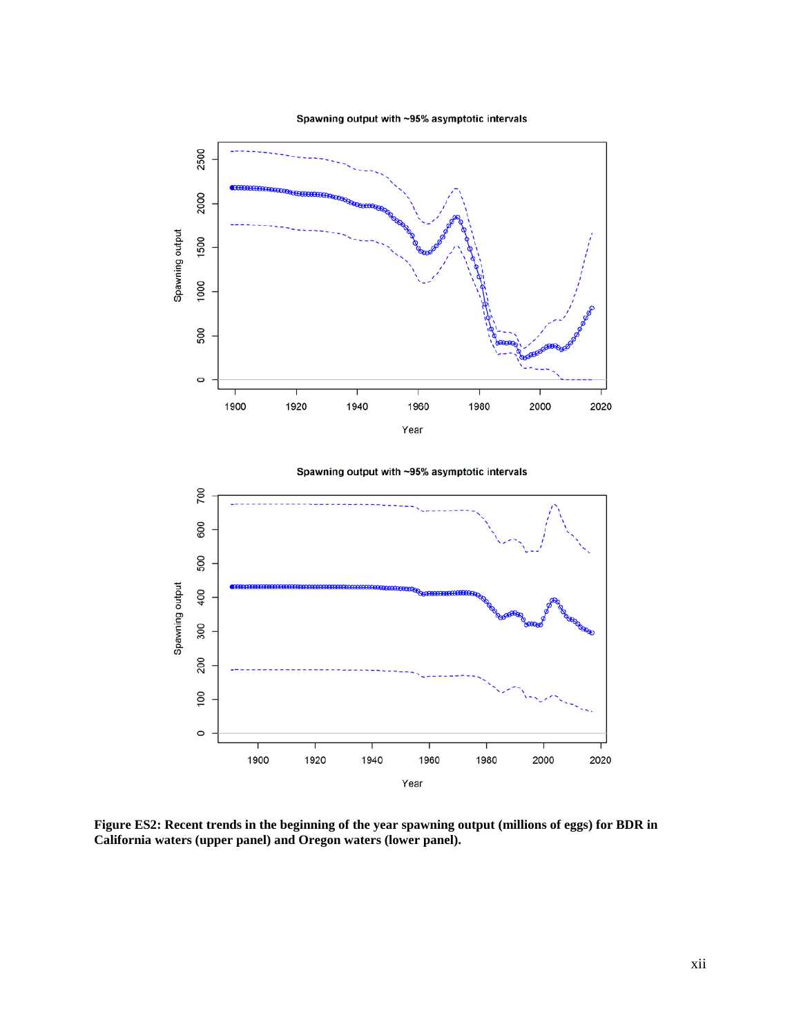**Figure ES2: Recent trends in the beginning of the year spawning output (millions of eggs) for BDR in California waters (upper panel) and Oregon waters (lower panel).**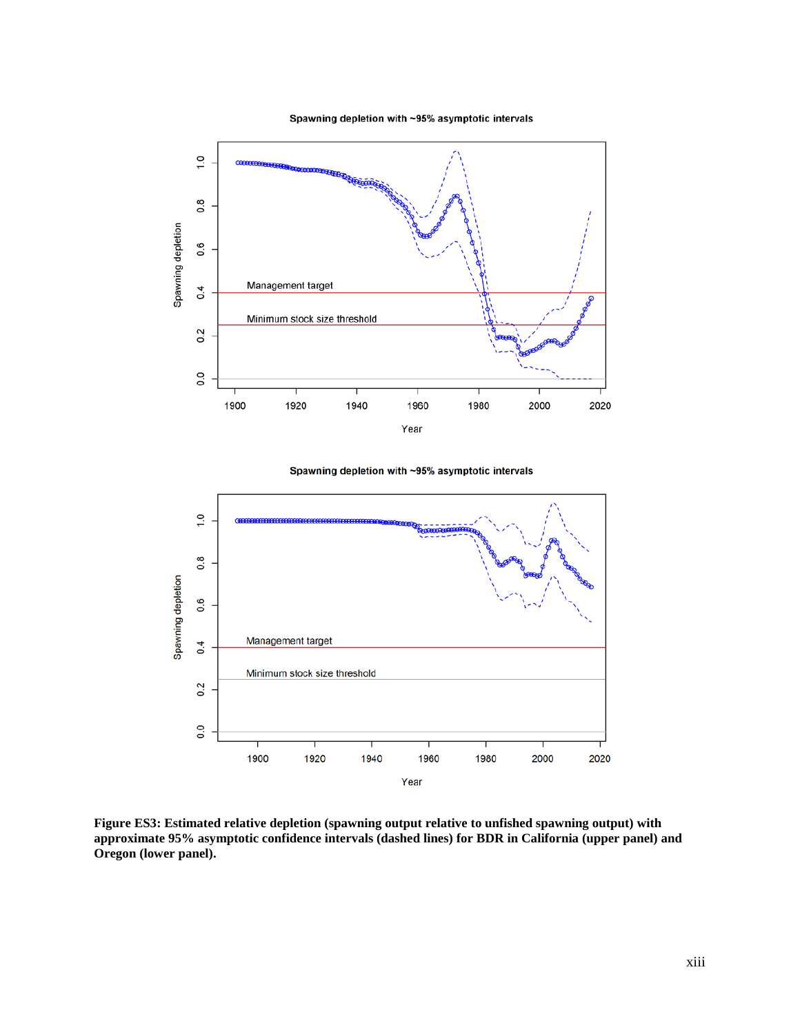Spawning depletion with ~95% asymptotic intervals

Spawning depletion with ~95% asymptotic intervals

**Figure ES3: Estimated relative depletion (spawning output relative to unfished spawning output) with approximate 95% asymptotic confidence intervals (dashed lines) for BDR in California (upper panel) and Oregon (lower panel).**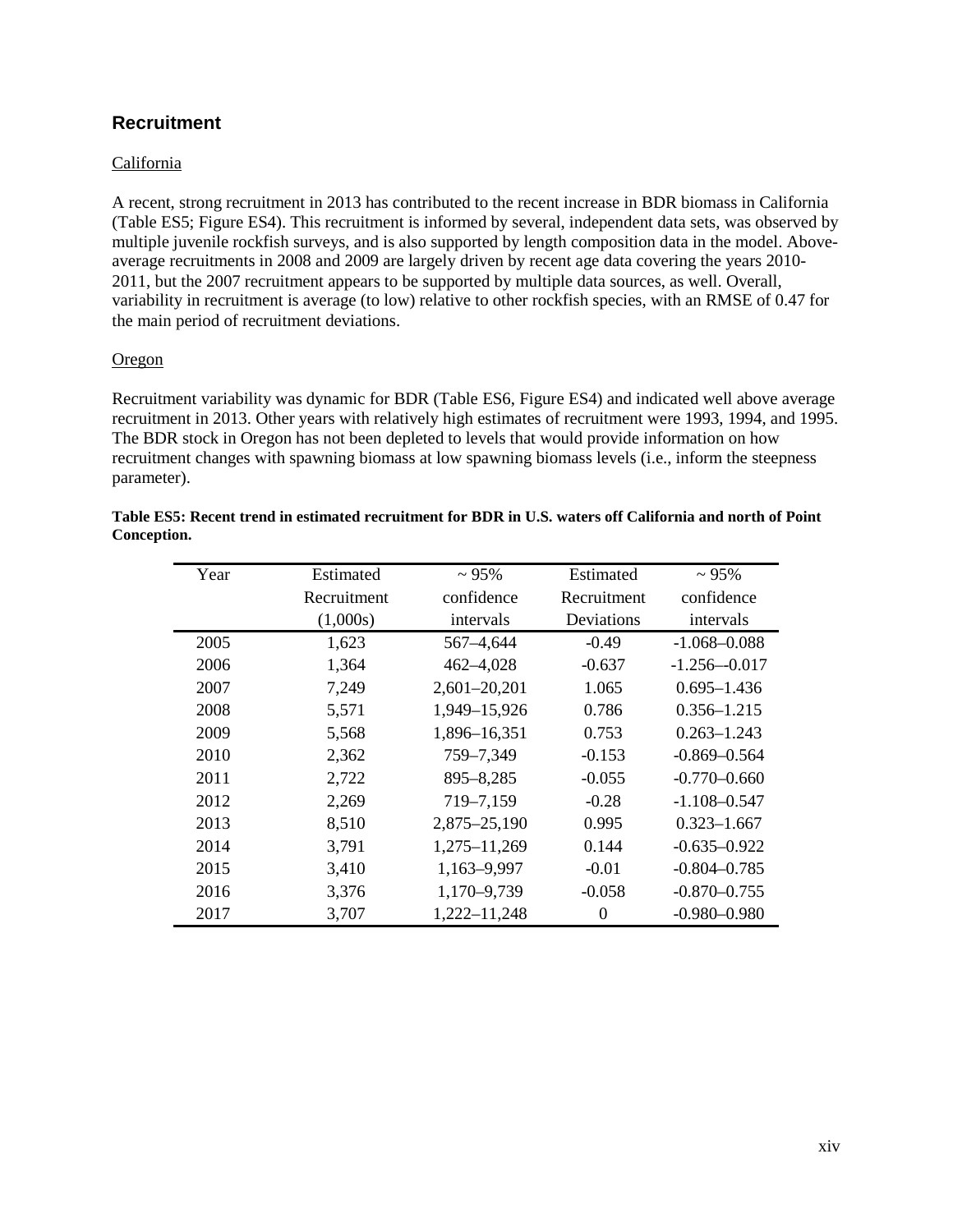## Recruitment

California

A recent, strong recruitment in 2013 has contributed to the recent increase in BDR biomass in California (Table ES5; Figure ES4). This recruitment is informed by several, independent data sets, was observed by multiple juvenile rockfish surveys, and is also supported by length composition data in the model. Above-average recruitments in 2008 and 2009 are largely driven by recent age data covering the years 2010-2011, but the 2007 recruitment appears to be supported by multiple data sources, as well. Overall, variability in recruitment is average (to low) relative to other rockfish species, with an RMSE of 0.47 for the main period of recruitment deviations.

Oregon

Recruitment variability was dynamic for BDR (Table ES6, Figure ES4) and indicated well above average recruitment in 2013. Other years with relatively high estimates of recruitment were 1993, 1994, and 1995. The BDR stock in Oregon has not been depleted to levels that would provide information on how recruitment changes with spawning biomass at low spawning biomass levels (i.e., inform the steepness parameter).

**Table ES5: Recent trend in estimated recruitment for BDR in U.S. waters off California and north of Point Conception.**

| Year | Estimated Recruitment (1,000s) | ~ 95% confidence intervals | Estimated Recruitment Deviations | ~ 95% confidence intervals |
|---|---|---|---|---|
| 2005 | 1,623 | 567–4,644 | -0.49 | -1.068–0.088 |
| 2006 | 1,364 | 462–4,028 | -0.637 | -1.256–-0.017 |
| 2007 | 7,249 | 2,601–20,201 | 1.065 | 0.695–1.436 |
| 2008 | 5,571 | 1,949–15,926 | 0.786 | 0.356–1.215 |
| 2009 | 5,568 | 1,896–16,351 | 0.753 | 0.263–1.243 |
| 2010 | 2,362 | 759–7,349 | -0.153 | -0.869–0.564 |
| 2011 | 2,722 | 895–8,285 | -0.055 | -0.770–0.660 |
| 2012 | 2,269 | 719–7,159 | -0.28 | -1.108–0.547 |
| 2013 | 8,510 | 2,875–25,190 | 0.995 | 0.323–1.667 |
| 2014 | 3,791 | 1,275–11,269 | 0.144 | -0.635–0.922 |
| 2015 | 3,410 | 1,163–9,997 | -0.01 | -0.804–0.785 |
| 2016 | 3,376 | 1,170–9,739 | -0.058 | -0.870–0.755 |
| 2017 | 3,707 | 1,222–11,248 | 0 | -0.980–0.980 |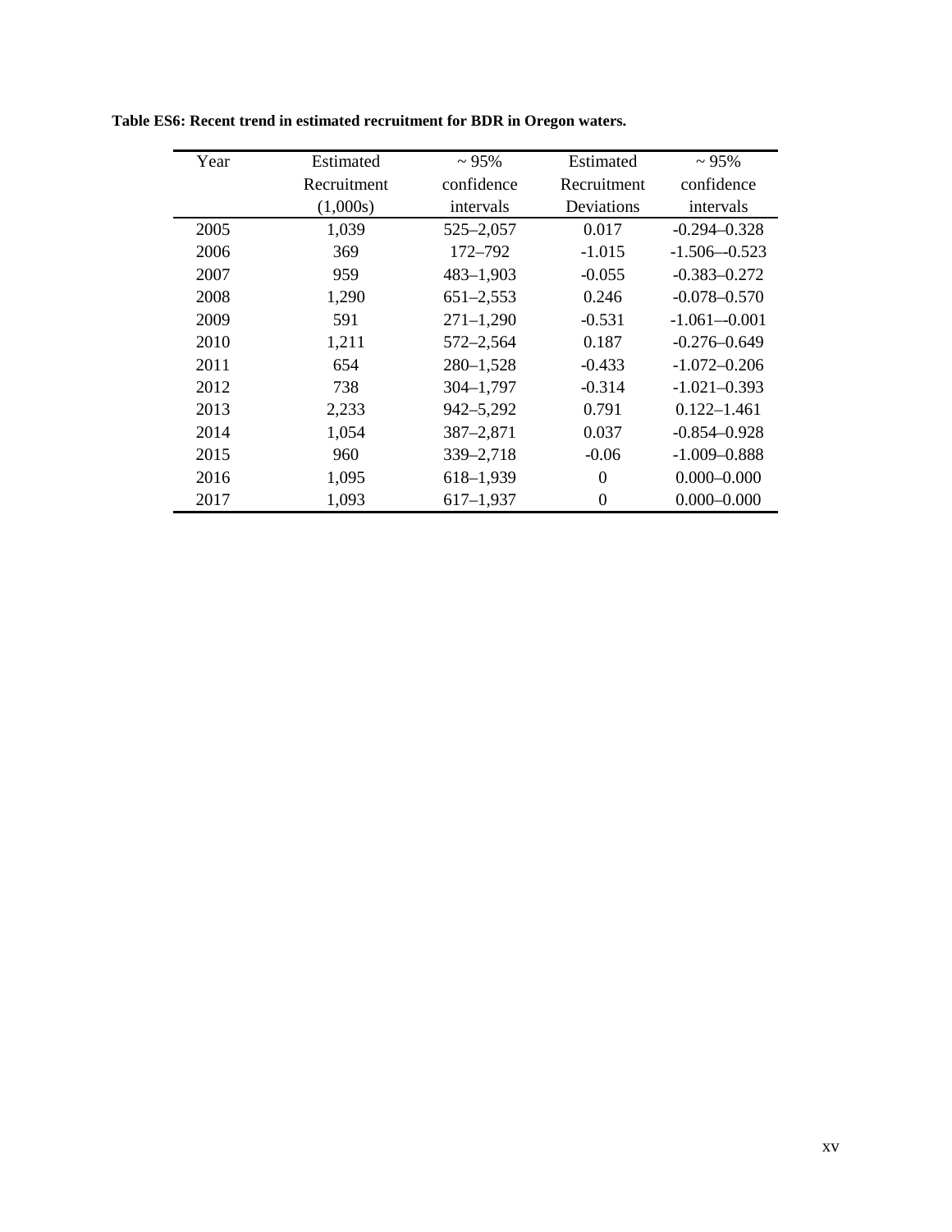**Table ES6: Recent trend in estimated recruitment for BDR in Oregon waters.**

| Year | Estimated Recruitment (1,000s) | ~ 95% confidence intervals | Estimated Recruitment Deviations | ~ 95% confidence intervals |
|---|---|---|---|---|
| 2005 | 1,039 | 525–2,057 | 0.017 | -0.294–0.328 |
| 2006 | 369 | 172–792 | -1.015 | -1.506–-0.523 |
| 2007 | 959 | 483–1,903 | -0.055 | -0.383–0.272 |
| 2008 | 1,290 | 651–2,553 | 0.246 | -0.078–0.570 |
| 2009 | 591 | 271–1,290 | -0.531 | -1.061–-0.001 |
| 2010 | 1,211 | 572–2,564 | 0.187 | -0.276–0.649 |
| 2011 | 654 | 280–1,528 | -0.433 | -1.072–0.206 |
| 2012 | 738 | 304–1,797 | -0.314 | -1.021–0.393 |
| 2013 | 2,233 | 942–5,292 | 0.791 | 0.122–1.461 |
| 2014 | 1,054 | 387–2,871 | 0.037 | -0.854–0.928 |
| 2015 | 960 | 339–2,718 | -0.06 | -1.009–0.888 |
| 2016 | 1,095 | 618–1,939 | 0 | 0.000–0.000 |
| 2017 | 1,093 | 617–1,937 | 0 | 0.000–0.000 |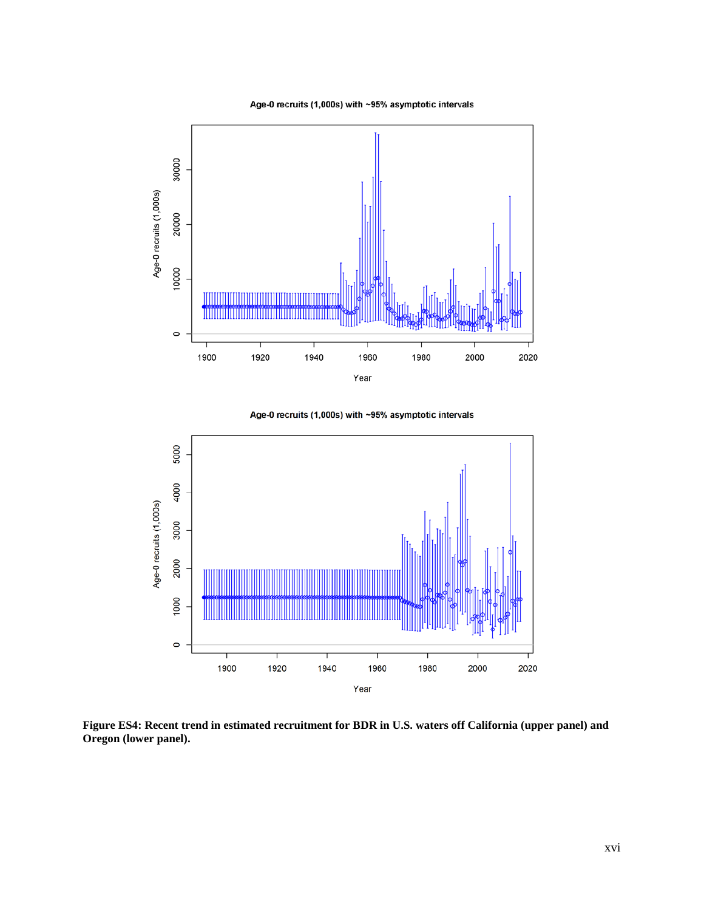**Figure ES4: Recent trend in estimated recruitment for BDR in U.S. waters off California (upper panel) and Oregon (lower panel).**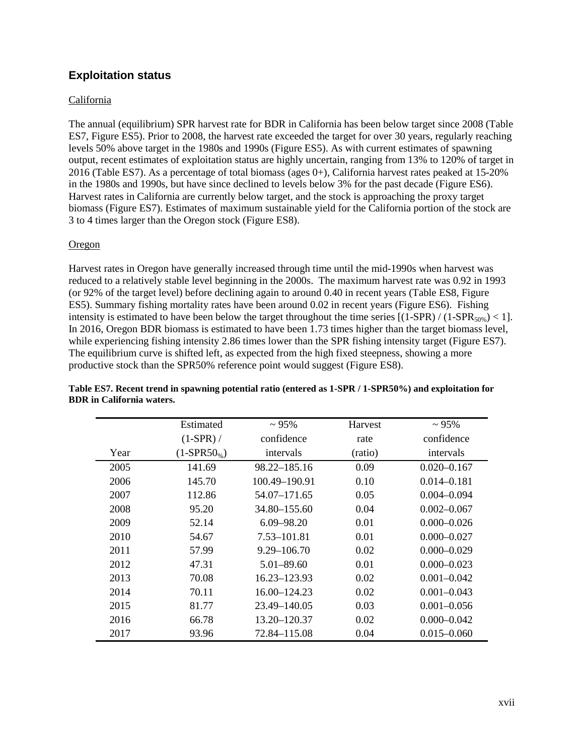## Exploitation status

California

The annual (equilibrium) SPR harvest rate for BDR in California has been below target since 2008 (Table ES7, Figure ES5). Prior to 2008, the harvest rate exceeded the target for over 30 years, regularly reaching levels 50% above target in the 1980s and 1990s (Figure ES5). As with current estimates of spawning output, recent estimates of exploitation status are highly uncertain, ranging from 13% to 120% of target in 2016 (Table ES7). As a percentage of total biomass (ages 0+), California harvest rates peaked at 15-20% in the 1980s and 1990s, but have since declined to levels below 3% for the past decade (Figure ES6). Harvest rates in California are currently below target, and the stock is approaching the proxy target biomass (Figure ES7). Estimates of maximum sustainable yield for the California portion of the stock are 3 to 4 times larger than the Oregon stock (Figure ES8).

Oregon

Harvest rates in Oregon have generally increased through time until the mid-1990s when harvest was reduced to a relatively stable level beginning in the 2000s. The maximum harvest rate was 0.92 in 1993 (or 92% of the target level) before declining again to around 0.40 in recent years (Table ES8, Figure ES5). Summary fishing mortality rates have been around 0.02 in recent years (Figure ES6). Fishing intensity is estimated to have been below the target throughout the time series $[(1\text{-SPR}) / (1\text{-SPR}_{50\%}) < 1]$. In 2016, Oregon BDR biomass is estimated to have been 1.73 times higher than the target biomass level, while experiencing fishing intensity 2.86 times lower than the SPR fishing intensity target (Figure ES7). The equilibrium curve is shifted left, as expected from the high fixed steepness, showing a more productive stock than the SPR50% reference point would suggest (Figure ES8).

**Table ES7. Recent trend in spawning potential ratio (entered as 1-SPR / 1-SPR50%) and exploitation for BDR in California waters.**

| Year | Estimated (1-SPR) / ($1\text{-SPR}50_{\%}$) | ~ 95% confidence intervals | Harvest rate (ratio) | ~ 95% confidence intervals |
|---|---|---|---|---|
| 2005 | 141.69 | 98.22–185.16 | 0.09 | 0.020–0.167 |
| 2006 | 145.70 | 100.49–190.91 | 0.10 | 0.014–0.181 |
| 2007 | 112.86 | 54.07–171.65 | 0.05 | 0.004–0.094 |
| 2008 | 95.20 | 34.80–155.60 | 0.04 | 0.002–0.067 |
| 2009 | 52.14 | 6.09–98.20 | 0.01 | 0.000–0.026 |
| 2010 | 54.67 | 7.53–101.81 | 0.01 | 0.000–0.027 |
| 2011 | 57.99 | 9.29–106.70 | 0.02 | 0.000–0.029 |
| 2012 | 47.31 | 5.01–89.60 | 0.01 | 0.000–0.023 |
| 2013 | 70.08 | 16.23–123.93 | 0.02 | 0.001–0.042 |
| 2014 | 70.11 | 16.00–124.23 | 0.02 | 0.001–0.043 |
| 2015 | 81.77 | 23.49–140.05 | 0.03 | 0.001–0.056 |
| 2016 | 66.78 | 13.20–120.37 | 0.02 | 0.000–0.042 |
| 2017 | 93.96 | 72.84–115.08 | 0.04 | 0.015–0.060 |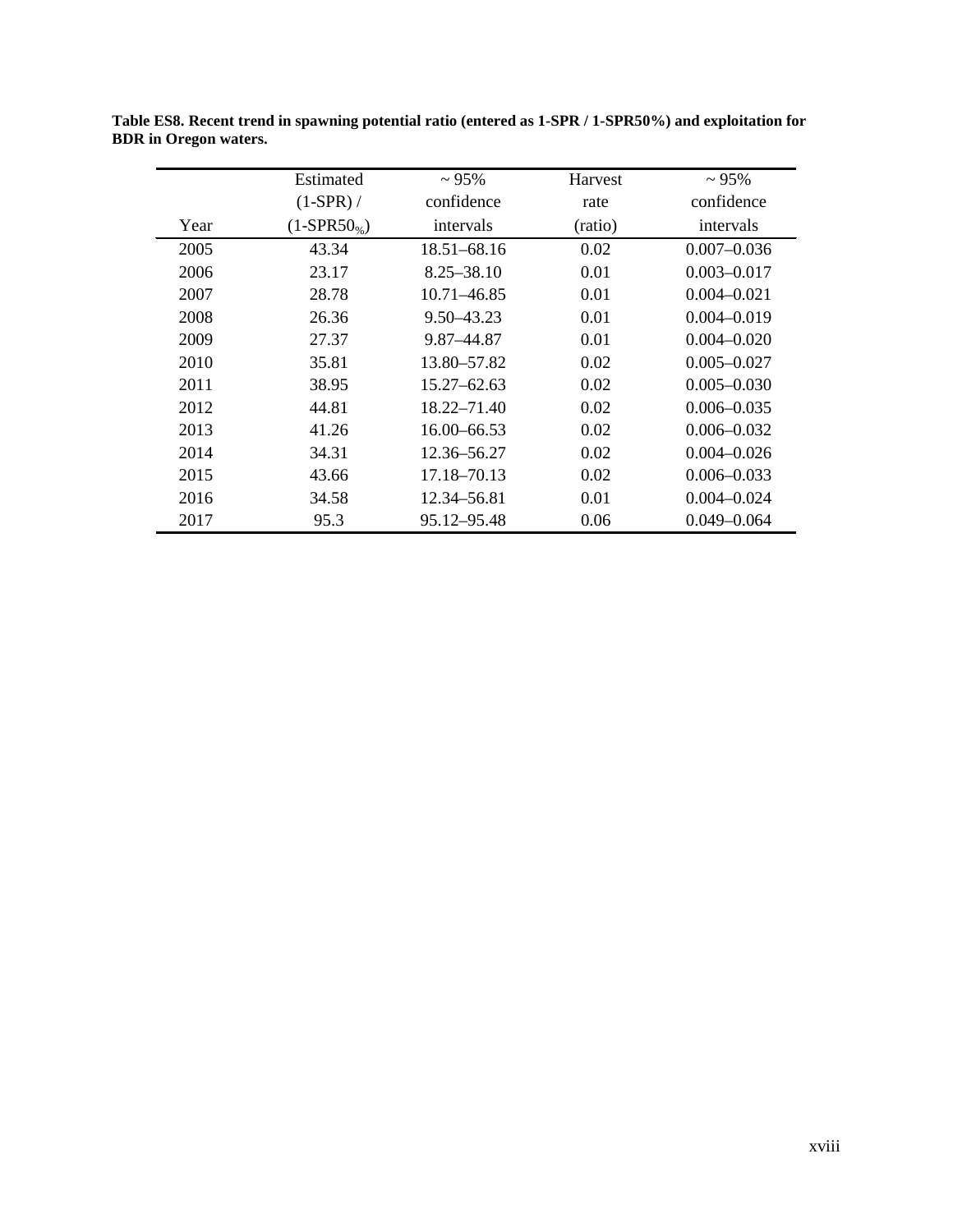**Table ES8. Recent trend in spawning potential ratio (entered as 1-SPR / 1-SPR50%) and exploitation for BDR in Oregon waters.**

| Year | Estimated (1-SPR) / (1-SPR$_{50\%}$) | ~ 95% confidence intervals | Harvest rate (ratio) | ~ 95% confidence intervals |
|---|---|---|---|---|
| 2005 | 43.34 | 18.51–68.16 | 0.02 | 0.007–0.036 |
| 2006 | 23.17 | 8.25–38.10 | 0.01 | 0.003–0.017 |
| 2007 | 28.78 | 10.71–46.85 | 0.01 | 0.004–0.021 |
| 2008 | 26.36 | 9.50–43.23 | 0.01 | 0.004–0.019 |
| 2009 | 27.37 | 9.87–44.87 | 0.01 | 0.004–0.020 |
| 2010 | 35.81 | 13.80–57.82 | 0.02 | 0.005–0.027 |
| 2011 | 38.95 | 15.27–62.63 | 0.02 | 0.005–0.030 |
| 2012 | 44.81 | 18.22–71.40 | 0.02 | 0.006–0.035 |
| 2013 | 41.26 | 16.00–66.53 | 0.02 | 0.006–0.032 |
| 2014 | 34.31 | 12.36–56.27 | 0.02 | 0.004–0.026 |
| 2015 | 43.66 | 17.18–70.13 | 0.02 | 0.006–0.033 |
| 2016 | 34.58 | 12.34–56.81 | 0.01 | 0.004–0.024 |
| 2017 | 95.3 | 95.12–95.48 | 0.06 | 0.049–0.064 |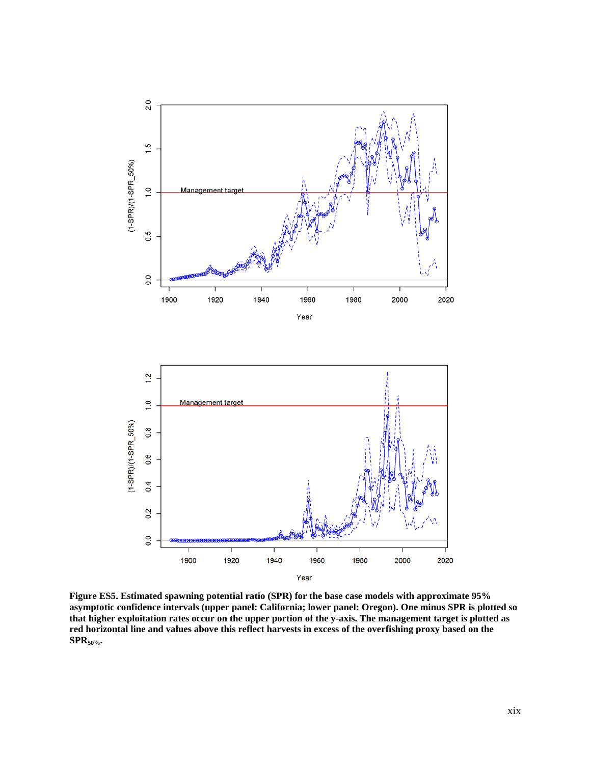**Figure ES5. Estimated spawning potential ratio (SPR) for the base case models with approximate 95% asymptotic confidence intervals (upper panel: California; lower panel: Oregon). One minus SPR is plotted so that higher exploitation rates occur on the upper portion of the y-axis. The management target is plotted as red horizontal line and values above this reflect harvests in excess of the overfishing proxy based on the $SPR_{50\%}$.**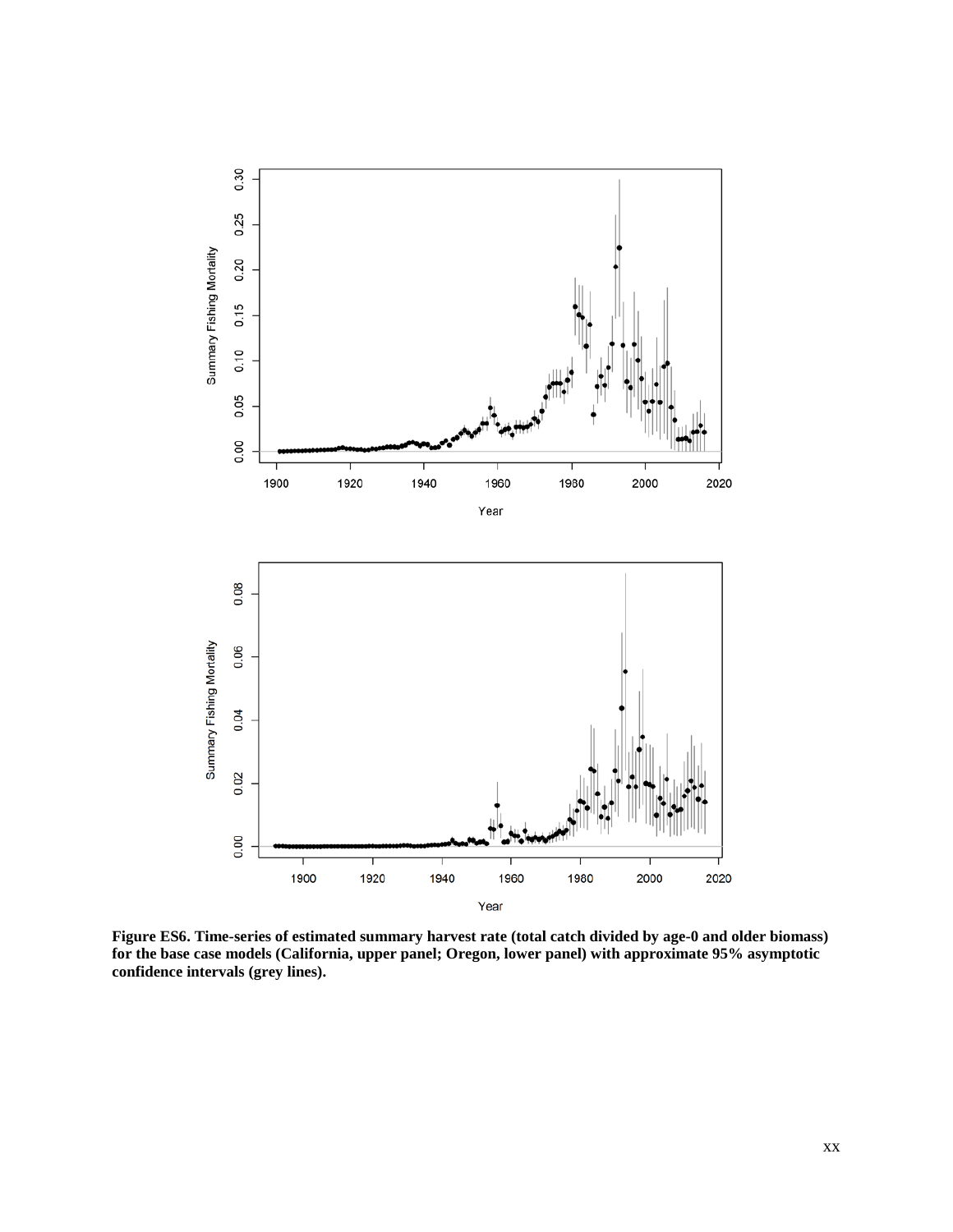**Figure ES6. Time-series of estimated summary harvest rate (total catch divided by age-0 and older biomass) for the base case models (California, upper panel; Oregon, lower panel) with approximate 95% asymptotic confidence intervals (grey lines).**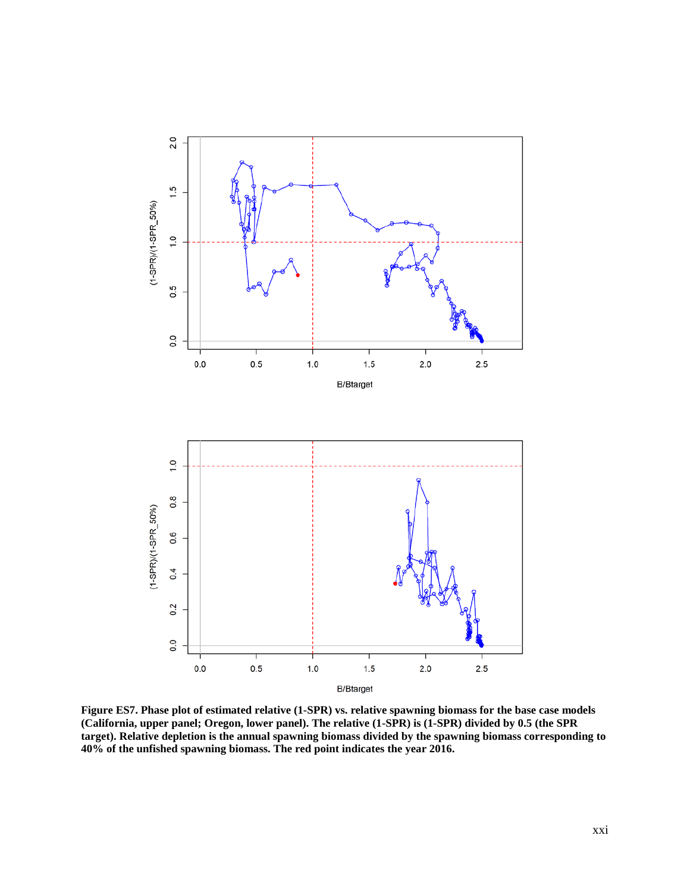**Figure ES7. Phase plot of estimated relative (1-SPR) vs. relative spawning biomass for the base case models (California, upper panel; Oregon, lower panel). The relative (1-SPR) is (1-SPR) divided by 0.5 (the SPR target). Relative depletion is the annual spawning biomass divided by the spawning biomass corresponding to 40% of the unfished spawning biomass. The red point indicates the year 2016.**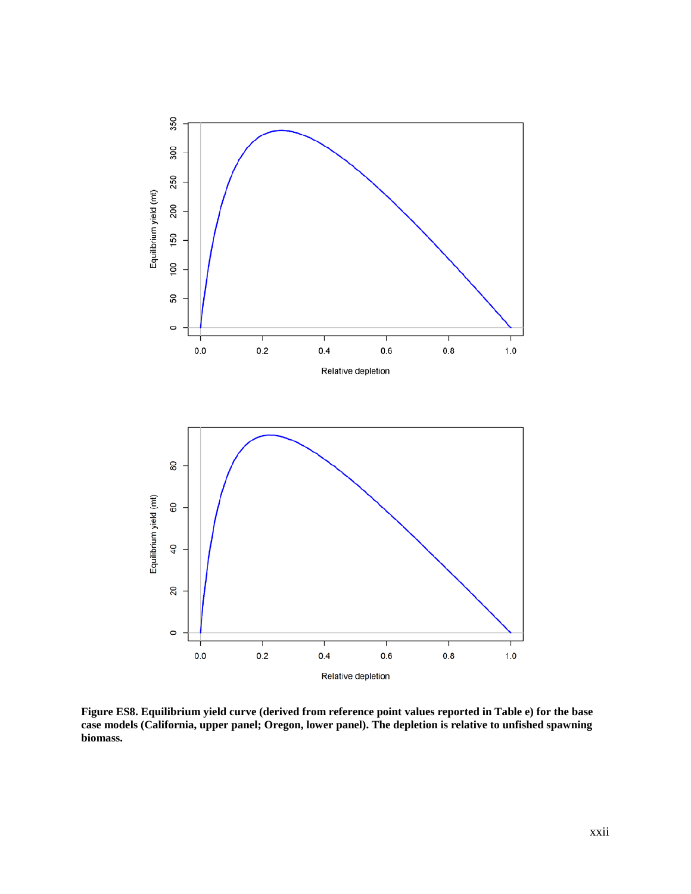**Figure ES8. Equilibrium yield curve (derived from reference point values reported in Table e) for the base case models (California, upper panel; Oregon, lower panel). The depletion is relative to unfished spawning biomass.**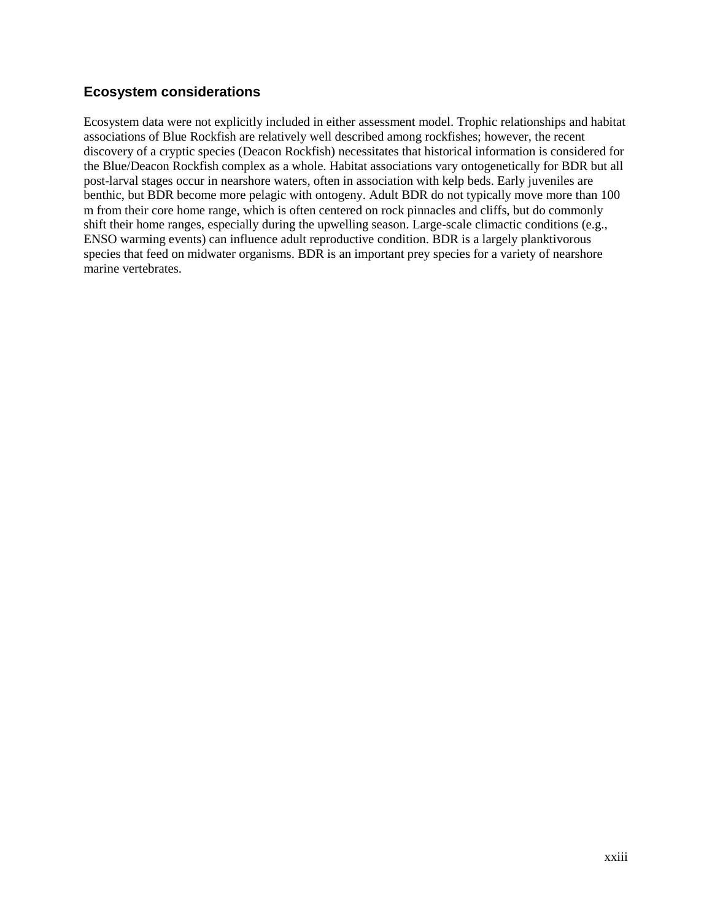## Ecosystem considerations

Ecosystem data were not explicitly included in either assessment model. Trophic relationships and habitat associations of Blue Rockfish are relatively well described among rockfishes; however, the recent discovery of a cryptic species (Deacon Rockfish) necessitates that historical information is considered for the Blue/Deacon Rockfish complex as a whole. Habitat associations vary ontogenetically for BDR but all post-larval stages occur in nearshore waters, often in association with kelp beds. Early juveniles are benthic, but BDR become more pelagic with ontogeny. Adult BDR do not typically move more than 100 m from their core home range, which is often centered on rock pinnacles and cliffs, but do commonly shift their home ranges, especially during the upwelling season. Large-scale climactic conditions (e.g., ENSO warming events) can influence adult reproductive condition. BDR is a largely planktivorous species that feed on midwater organisms. BDR is an important prey species for a variety of nearshore marine vertebrates.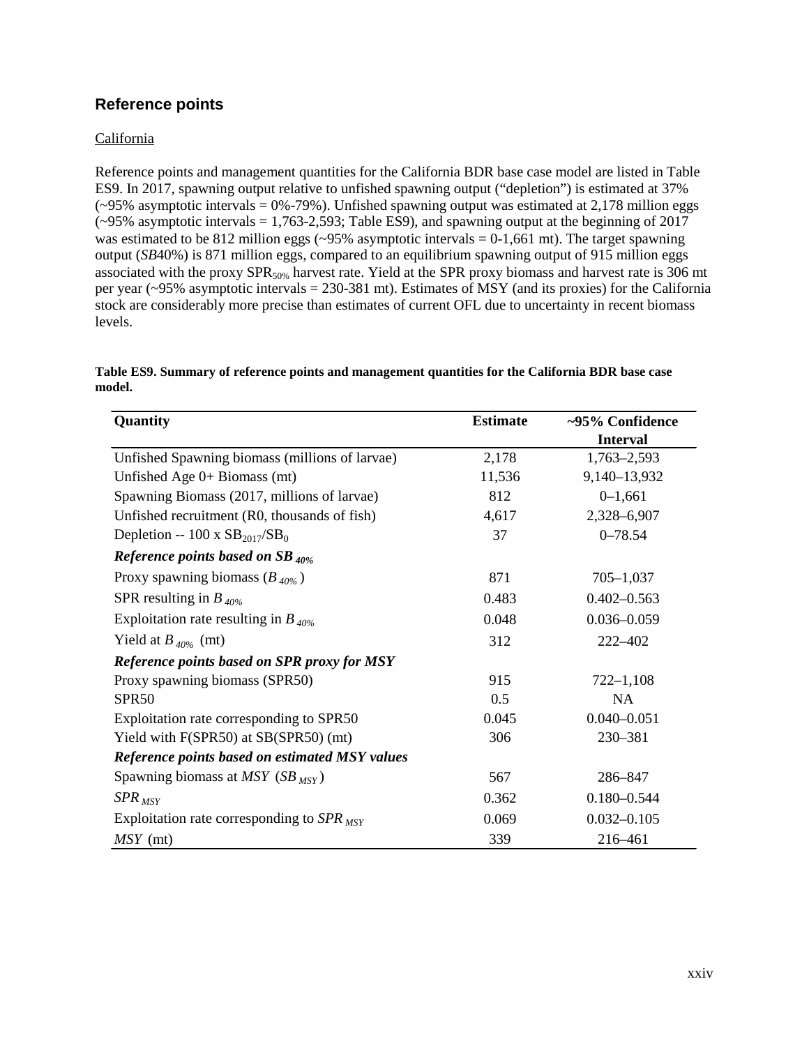## Reference points

California

Reference points and management quantities for the California BDR base case model are listed in Table ES9. In 2017, spawning output relative to unfished spawning output ("depletion") is estimated at 37% (~95% asymptotic intervals = 0%-79%). Unfished spawning output was estimated at 2,178 million eggs (~95% asymptotic intervals = 1,763-2,593; Table ES9), and spawning output at the beginning of 2017 was estimated to be 812 million eggs (~95% asymptotic intervals = 0-1,661 mt). The target spawning output (*SB*40%) is 871 million eggs, compared to an equilibrium spawning output of 915 million eggs associated with the proxy $SPR_{50\%}$ harvest rate. Yield at the SPR proxy biomass and harvest rate is 306 mt per year (~95% asymptotic intervals = 230-381 mt). Estimates of MSY (and its proxies) for the California stock are considerably more precise than estimates of current OFL due to uncertainty in recent biomass levels.

**Table ES9. Summary of reference points and management quantities for the California BDR base case model.**

| Quantity | Estimate | ~95% Confidence Interval |
|---|---|---|
| Unfished Spawning biomass (millions of larvae) | 2,178 | 1,763–2,593 |
| Unfished Age 0+ Biomass (mt) | 11,536 | 9,140–13,932 |
| Spawning Biomass (2017, millions of larvae) | 812 | 0–1,661 |
| Unfished recruitment (R0, thousands of fish) | 4,617 | 2,328–6,907 |
| Depletion -- 100 x $SB_{2017}/SB_0$ | 37 | 0–78.54 |
| ***Reference points based on $SB_{40\%}$*** | | |
| Proxy spawning biomass ($B_{40\%}$) | 871 | 705–1,037 |
| SPR resulting in $B_{40\%}$ | 0.483 | 0.402–0.563 |
| Exploitation rate resulting in $B_{40\%}$ | 0.048 | 0.036–0.059 |
| Yield at $B_{40\%}$ (mt) | 312 | 222–402 |
| ***Reference points based on SPR proxy for MSY*** | | |
| Proxy spawning biomass (SPR50) | 915 | 722–1,108 |
| SPR50 | 0.5 | NA |
| Exploitation rate corresponding to SPR50 | 0.045 | 0.040–0.051 |
| Yield with F(SPR50) at SB(SPR50) (mt) | 306 | 230–381 |
| ***Reference points based on estimated MSY values*** | | |
| Spawning biomass at *MSY* ($SB_{MSY}$) | 567 | 286–847 |
| $SPR_{MSY}$ | 0.362 | 0.180–0.544 |
| Exploitation rate corresponding to $SPR_{MSY}$ | 0.069 | 0.032–0.105 |
| *MSY* (mt) | 339 | 216–461 |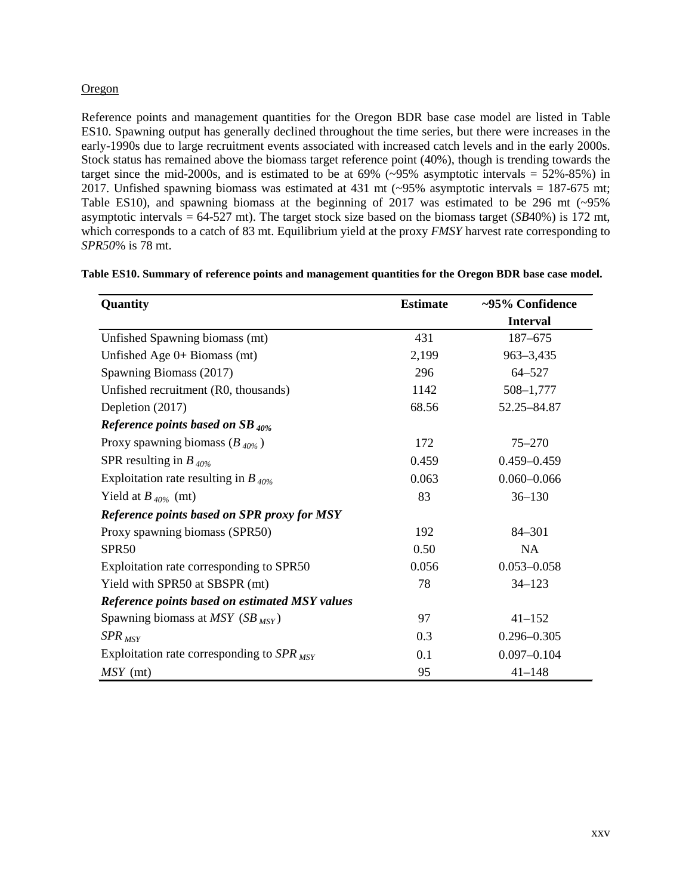Oregon

Reference points and management quantities for the Oregon BDR base case model are listed in Table ES10. Spawning output has generally declined throughout the time series, but there were increases in the early-1990s due to large recruitment events associated with increased catch levels and in the early 2000s. Stock status has remained above the biomass target reference point (40%), though is trending towards the target since the mid-2000s, and is estimated to be at 69% (~95% asymptotic intervals = 52%-85%) in 2017. Unfished spawning biomass was estimated at 431 mt (~95% asymptotic intervals = 187-675 mt; Table ES10), and spawning biomass at the beginning of 2017 was estimated to be 296 mt (~95% asymptotic intervals = 64-527 mt). The target stock size based on the biomass target (*SB*40%) is 172 mt, which corresponds to a catch of 83 mt. Equilibrium yield at the proxy *FMSY* harvest rate corresponding to *SPR50*% is 78 mt.

**Table ES10. Summary of reference points and management quantities for the Oregon BDR base case model.**

| Quantity | Estimate | ~95% Confidence Interval |
|---|---|---|
| Unfished Spawning biomass (mt) | 431 | 187–675 |
| Unfished Age 0+ Biomass (mt) | 2,199 | 963–3,435 |
| Spawning Biomass (2017) | 296 | 64–527 |
| Unfished recruitment (R0, thousands) | 1142 | 508–1,777 |
| Depletion (2017) | 68.56 | 52.25–84.87 |
| ***Reference points based on $SB_{40\%}$*** | | |
| Proxy spawning biomass ($B_{40\%}$) | 172 | 75–270 |
| SPR resulting in $B_{40\%}$ | 0.459 | 0.459–0.459 |
| Exploitation rate resulting in $B_{40\%}$ | 0.063 | 0.060–0.066 |
| Yield at $B_{40\%}$ (mt) | 83 | 36–130 |
| ***Reference points based on SPR proxy for MSY*** | | |
| Proxy spawning biomass (SPR50) | 192 | 84–301 |
| SPR50 | 0.50 | NA |
| Exploitation rate corresponding to SPR50 | 0.056 | 0.053–0.058 |
| Yield with SPR50 at SBSPR (mt) | 78 | 34–123 |
| ***Reference points based on estimated MSY values*** | | |
| Spawning biomass at $MSY$ ($SB_{MSY}$) | 97 | 41–152 |
| $SPR_{MSY}$ | 0.3 | 0.296–0.305 |
| Exploitation rate corresponding to $SPR_{MSY}$ | 0.1 | 0.097–0.104 |
| $MSY$ (mt) | 95 | 41–148 |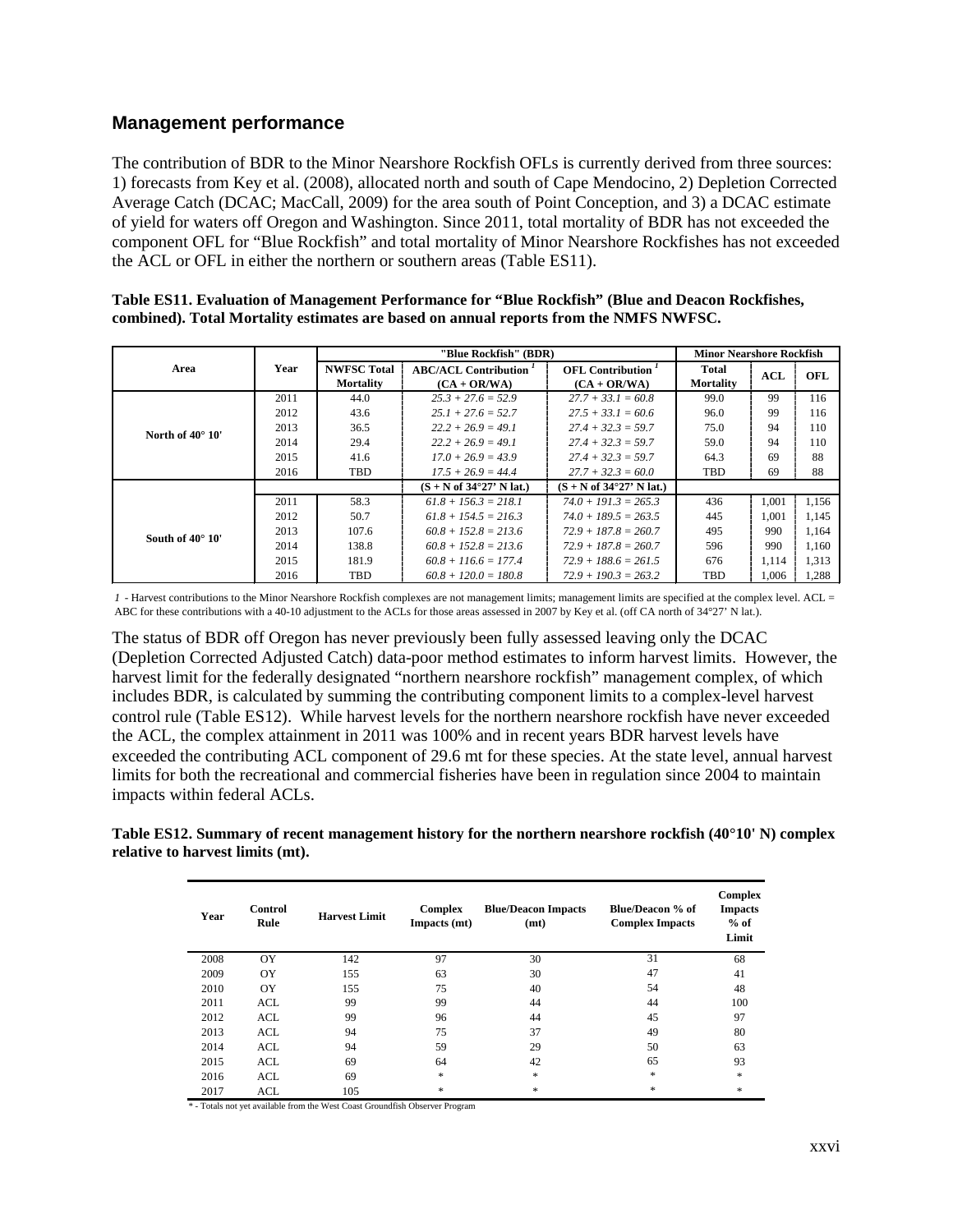## Management performance

The contribution of BDR to the Minor Nearshore Rockfish OFLs is currently derived from three sources: 1) forecasts from Key et al. (2008), allocated north and south of Cape Mendocino, 2) Depletion Corrected Average Catch (DCAC; MacCall, 2009) for the area south of Point Conception, and 3) a DCAC estimate of yield for waters off Oregon and Washington. Since 2011, total mortality of BDR has not exceeded the component OFL for "Blue Rockfish" and total mortality of Minor Nearshore Rockfishes has not exceeded the ACL or OFL in either the northern or southern areas (Table ES11).

**Table ES11. Evaluation of Management Performance for "Blue Rockfish" (Blue and Deacon Rockfishes, combined). Total Mortality estimates are based on annual reports from the NMFS NWFSC.**

| Area | Year | "Blue Rockfish" (BDR) | | | Minor Nearshore Rockfish | | |
|---|---|---|---|---|---|---|---|
| | | NWFSC Total Mortality | ABC/ACL Contribution [1] (CA + OR/WA) | OFL Contribution [1] (CA + OR/WA) | Total Mortality | ACL | OFL |
| North of 40° 10' | 2011 | 44.0 | *25.3 + 27.6 = 52.9* | *27.7 + 33.1 = 60.8* | 99.0 | 99 | 116 |
| | 2012 | 43.6 | *25.1 + 27.6 = 52.7* | *27.5 + 33.1 = 60.6* | 96.0 | 99 | 116 |
| | 2013 | 36.5 | *22.2 + 26.9 = 49.1* | *27.4 + 32.3 = 59.7* | 75.0 | 94 | 110 |
| | 2014 | 29.4 | *22.2 + 26.9 = 49.1* | *27.4 + 32.3 = 59.7* | 59.0 | 94 | 110 |
| | 2015 | 41.6 | *17.0 + 26.9 = 43.9* | *27.4 + 32.3 = 59.7* | 64.3 | 69 | 88 |
| | 2016 | TBD | *17.5 + 26.9 = 44.4* | *27.7 + 32.3 = 60.0* | TBD | 69 | 88 |
| | | | (S + N of 34°27' N lat.) | (S + N of 34°27' N lat.) | | | |
| South of 40° 10' | 2011 | 58.3 | *61.8 + 156.3 = 218.1* | *74.0 + 191.3 = 265.3* | 436 | 1,001 | 1,156 |
| | 2012 | 50.7 | *61.8 + 154.5 = 216.3* | *74.0 + 189.5 = 263.5* | 445 | 1,001 | 1,145 |
| | 2013 | 107.6 | *60.8 + 152.8 = 213.6* | *72.9 + 187.8 = 260.7* | 495 | 990 | 1,164 |
| | 2014 | 138.8 | *60.8 + 152.8 = 213.6* | *72.9 + 187.8 = 260.7* | 596 | 990 | 1,160 |
| | 2015 | 181.9 | *60.8 + 116.6 = 177.4* | *72.9 + 188.6 = 261.5* | 676 | 1,114 | 1,313 |
| | 2016 | TBD | *60.8 + 120.0 = 180.8* | *72.9 + 190.3 = 263.2* | TBD | 1,006 | 1,288 |

*1* - Harvest contributions to the Minor Nearshore Rockfish complexes are not management limits; management limits are specified at the complex level. ACL = ABC for these contributions with a 40-10 adjustment to the ACLs for those areas assessed in 2007 by Key et al. (off CA north of 34°27' N lat.).

The status of BDR off Oregon has never previously been fully assessed leaving only the DCAC (Depletion Corrected Adjusted Catch) data-poor method estimates to inform harvest limits. However, the harvest limit for the federally designated "northern nearshore rockfish" management complex, of which includes BDR, is calculated by summing the contributing component limits to a complex-level harvest control rule (Table ES12). While harvest levels for the northern nearshore rockfish have never exceeded the ACL, the complex attainment in 2011 was 100% and in recent years BDR harvest levels have exceeded the contributing ACL component of 29.6 mt for these species. At the state level, annual harvest limits for both the recreational and commercial fisheries have been in regulation since 2004 to maintain impacts within federal ACLs.

**Table ES12. Summary of recent management history for the northern nearshore rockfish (40°10' N) complex relative to harvest limits (mt).**

| Year | Control Rule | Harvest Limit | Complex Impacts (mt) | Blue/Deacon Impacts (mt) | Blue/Deacon % of Complex Impacts | Complex Impacts % of Limit |
|---|---|---|---|---|---|---|
| 2008 | OY | 142 | 97 | 30 | 31 | 68 |
| 2009 | OY | 155 | 63 | 30 | 47 | 41 |
| 2010 | OY | 155 | 75 | 40 | 54 | 48 |
| 2011 | ACL | 99 | 99 | 44 | 44 | 100 |
| 2012 | ACL | 99 | 96 | 44 | 45 | 97 |
| 2013 | ACL | 94 | 75 | 37 | 49 | 80 |
| 2014 | ACL | 94 | 59 | 29 | 50 | 63 |
| 2015 | ACL | 69 | 64 | 42 | 65 | 93 |
| 2016 | ACL | 69 | * | * | * | * |
| 2017 | ACL | 105 | * | * | * | * |

* - Totals not yet available from the West Coast Groundfish Observer Program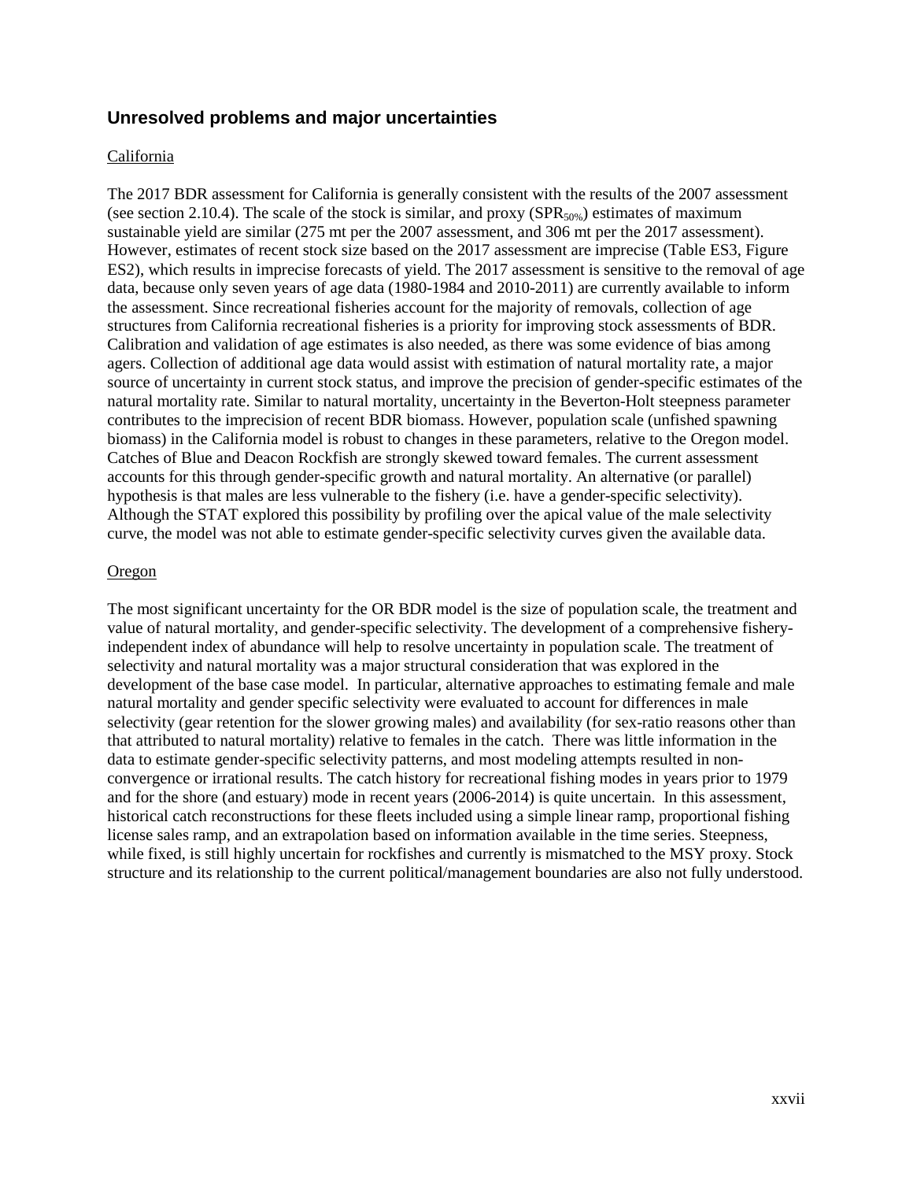## Unresolved problems and major uncertainties

California

The 2017 BDR assessment for California is generally consistent with the results of the 2007 assessment (see section 2.10.4). The scale of the stock is similar, and proxy ($SPR_{50\%}$) estimates of maximum sustainable yield are similar (275 mt per the 2007 assessment, and 306 mt per the 2017 assessment). However, estimates of recent stock size based on the 2017 assessment are imprecise (Table ES3, Figure ES2), which results in imprecise forecasts of yield. The 2017 assessment is sensitive to the removal of age data, because only seven years of age data (1980-1984 and 2010-2011) are currently available to inform the assessment. Since recreational fisheries account for the majority of removals, collection of age structures from California recreational fisheries is a priority for improving stock assessments of BDR. Calibration and validation of age estimates is also needed, as there was some evidence of bias among agers. Collection of additional age data would assist with estimation of natural mortality rate, a major source of uncertainty in current stock status, and improve the precision of gender-specific estimates of the natural mortality rate. Similar to natural mortality, uncertainty in the Beverton-Holt steepness parameter contributes to the imprecision of recent BDR biomass. However, population scale (unfished spawning biomass) in the California model is robust to changes in these parameters, relative to the Oregon model. Catches of Blue and Deacon Rockfish are strongly skewed toward females. The current assessment accounts for this through gender-specific growth and natural mortality. An alternative (or parallel) hypothesis is that males are less vulnerable to the fishery (i.e. have a gender-specific selectivity). Although the STAT explored this possibility by profiling over the apical value of the male selectivity curve, the model was not able to estimate gender-specific selectivity curves given the available data.

Oregon

The most significant uncertainty for the OR BDR model is the size of population scale, the treatment and value of natural mortality, and gender-specific selectivity. The development of a comprehensive fishery-independent index of abundance will help to resolve uncertainty in population scale. The treatment of selectivity and natural mortality was a major structural consideration that was explored in the development of the base case model. In particular, alternative approaches to estimating female and male natural mortality and gender specific selectivity were evaluated to account for differences in male selectivity (gear retention for the slower growing males) and availability (for sex-ratio reasons other than that attributed to natural mortality) relative to females in the catch. There was little information in the data to estimate gender-specific selectivity patterns, and most modeling attempts resulted in non-convergence or irrational results. The catch history for recreational fishing modes in years prior to 1979 and for the shore (and estuary) mode in recent years (2006-2014) is quite uncertain. In this assessment, historical catch reconstructions for these fleets included using a simple linear ramp, proportional fishing license sales ramp, and an extrapolation based on information available in the time series. Steepness, while fixed, is still highly uncertain for rockfishes and currently is mismatched to the MSY proxy. Stock structure and its relationship to the current political/management boundaries are also not fully understood.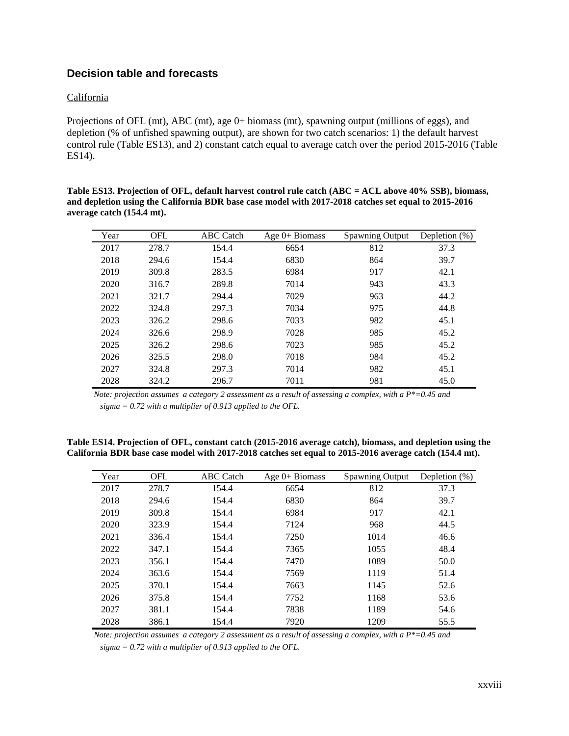## Decision table and forecasts

California

Projections of OFL (mt), ABC (mt), age 0+ biomass (mt), spawning output (millions of eggs), and depletion (% of unfished spawning output), are shown for two catch scenarios: 1) the default harvest control rule (Table ES13), and 2) constant catch equal to average catch over the period 2015-2016 (Table ES14).

**Table ES13. Projection of OFL, default harvest control rule catch (ABC = ACL above 40% SSB), biomass, and depletion using the California BDR base case model with 2017-2018 catches set equal to 2015-2016 average catch (154.4 mt).**

| Year | OFL | ABC Catch | Age 0+ Biomass | Spawning Output | Depletion (%) |
|---|---|---|---|---|---|
| 2017 | 278.7 | 154.4 | 6654 | 812 | 37.3 |
| 2018 | 294.6 | 154.4 | 6830 | 864 | 39.7 |
| 2019 | 309.8 | 283.5 | 6984 | 917 | 42.1 |
| 2020 | 316.7 | 289.8 | 7014 | 943 | 43.3 |
| 2021 | 321.7 | 294.4 | 7029 | 963 | 44.2 |
| 2022 | 324.8 | 297.3 | 7034 | 975 | 44.8 |
| 2023 | 326.2 | 298.6 | 7033 | 982 | 45.1 |
| 2024 | 326.6 | 298.9 | 7028 | 985 | 45.2 |
| 2025 | 326.2 | 298.6 | 7023 | 985 | 45.2 |
| 2026 | 325.5 | 298.0 | 7018 | 984 | 45.2 |
| 2027 | 324.8 | 297.3 | 7014 | 982 | 45.1 |
| 2028 | 324.2 | 296.7 | 7011 | 981 | 45.0 |

*Note: projection assumes a category 2 assessment as a result of assessing a complex, with a P\*=0.45 and sigma = 0.72 with a multiplier of 0.913 applied to the OFL.*

**Table ES14. Projection of OFL, constant catch (2015-2016 average catch), biomass, and depletion using the California BDR base case model with 2017-2018 catches set equal to 2015-2016 average catch (154.4 mt).**

| Year | OFL | ABC Catch | Age 0+ Biomass | Spawning Output | Depletion (%) |
|---|---|---|---|---|---|
| 2017 | 278.7 | 154.4 | 6654 | 812 | 37.3 |
| 2018 | 294.6 | 154.4 | 6830 | 864 | 39.7 |
| 2019 | 309.8 | 154.4 | 6984 | 917 | 42.1 |
| 2020 | 323.9 | 154.4 | 7124 | 968 | 44.5 |
| 2021 | 336.4 | 154.4 | 7250 | 1014 | 46.6 |
| 2022 | 347.1 | 154.4 | 7365 | 1055 | 48.4 |
| 2023 | 356.1 | 154.4 | 7470 | 1089 | 50.0 |
| 2024 | 363.6 | 154.4 | 7569 | 1119 | 51.4 |
| 2025 | 370.1 | 154.4 | 7663 | 1145 | 52.6 |
| 2026 | 375.8 | 154.4 | 7752 | 1168 | 53.6 |
| 2027 | 381.1 | 154.4 | 7838 | 1189 | 54.6 |
| 2028 | 386.1 | 154.4 | 7920 | 1209 | 55.5 |

*Note: projection assumes a category 2 assessment as a result of assessing a complex, with a P\*=0.45 and sigma = 0.72 with a multiplier of 0.913 applied to the OFL.*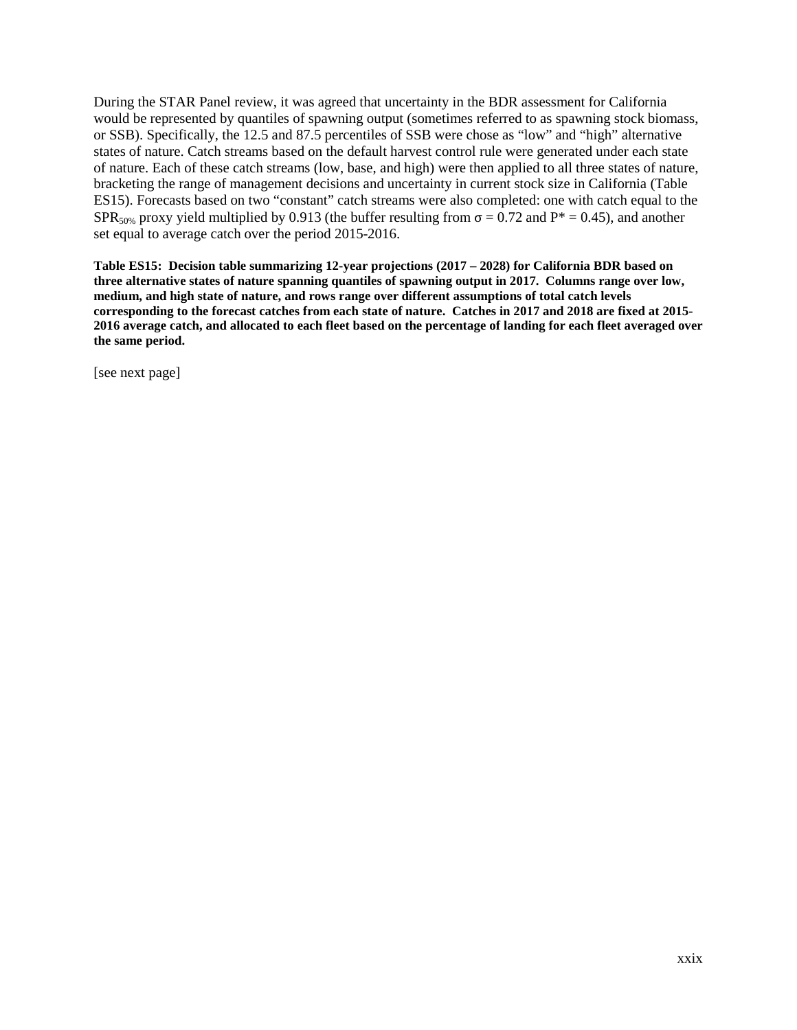During the STAR Panel review, it was agreed that uncertainty in the BDR assessment for California would be represented by quantiles of spawning output (sometimes referred to as spawning stock biomass, or SSB). Specifically, the 12.5 and 87.5 percentiles of SSB were chose as "low" and "high" alternative states of nature. Catch streams based on the default harvest control rule were generated under each state of nature. Each of these catch streams (low, base, and high) were then applied to all three states of nature, bracketing the range of management decisions and uncertainty in current stock size in California (Table ES15). Forecasts based on two "constant" catch streams were also completed: one with catch equal to the $SPR_{50\%}$ proxy yield multiplied by 0.913 (the buffer resulting from $\sigma = 0.72$ and $P^* = 0.45$), and another set equal to average catch over the period 2015-2016.

**Table ES15: Decision table summarizing 12-year projections (2017 – 2028) for California BDR based on three alternative states of nature spanning quantiles of spawning output in 2017. Columns range over low, medium, and high state of nature, and rows range over different assumptions of total catch levels corresponding to the forecast catches from each state of nature. Catches in 2017 and 2018 are fixed at 2015-2016 average catch, and allocated to each fleet based on the percentage of landing for each fleet averaged over the same period.**

[see next page]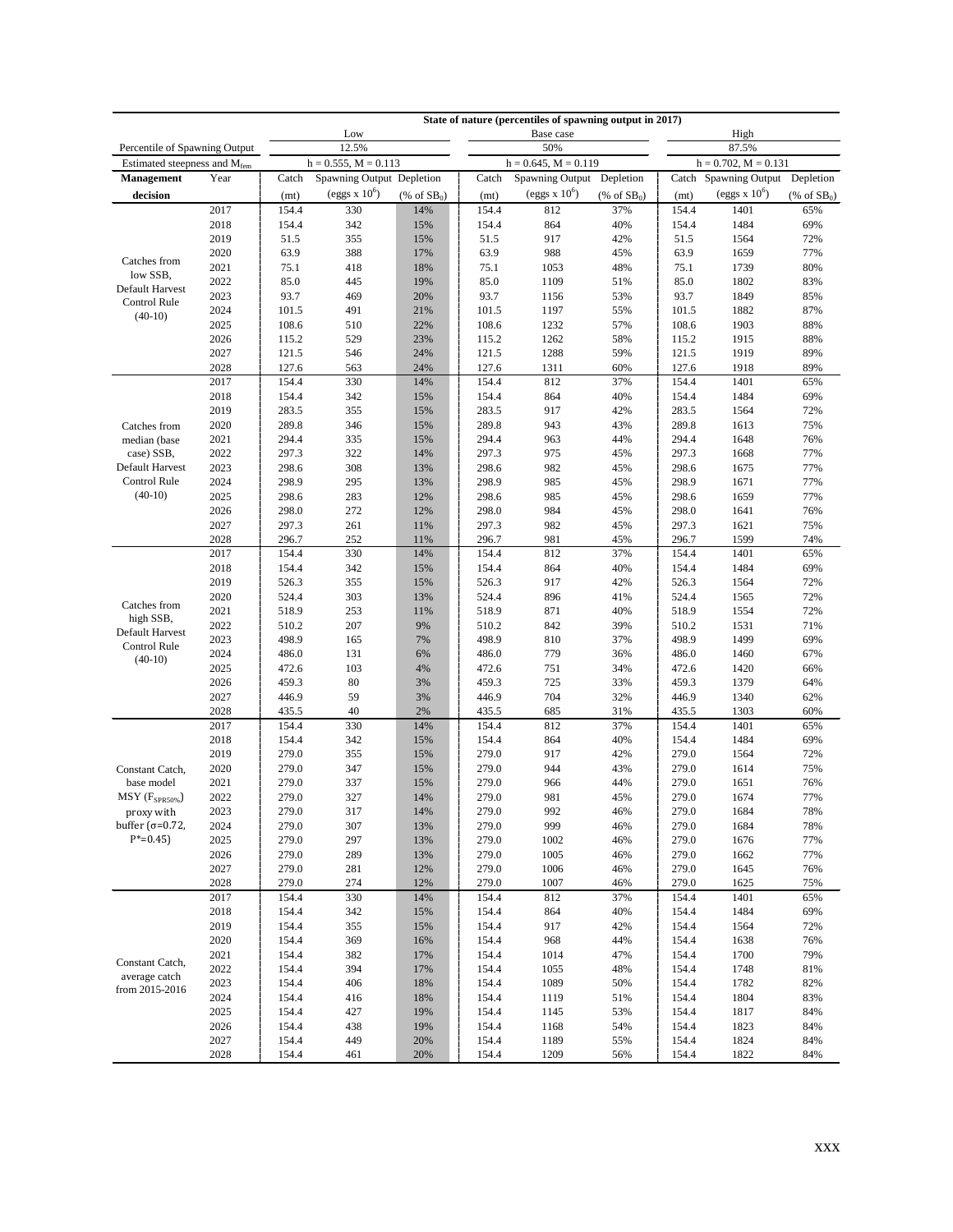| | | State of nature (percentiles of spawning output in 2017) | | | | | | | | |
|---|---|---|---|---|---|---|---|---|---|---|
| | | Low | | | Base case | | | High | | |
| Percentile of Spawning Output | | 12.5% | | | 50% | | | 87.5% | | |
| Estimated steepness and $M_{fem}$ | | h = 0.555, M = 0.113 | | | h = 0.645, M = 0.119 | | | h = 0.702, M = 0.131 | | |
| **Management decision** | Year | Catch (mt) | Spawning Output (eggs x $10^6$) | Depletion (% of $SB_0$) | Catch (mt) | Spawning Output (eggs x $10^6$) | Depletion (% of $SB_0$) | Catch (mt) | Spawning Output (eggs x $10^6$) | Depletion (% of $SB_0$) |
| Catches from low SSB, Default Harvest Control Rule (40-10) | 2017 | 154.4 | 330 | 14% | 154.4 | 812 | 37% | 154.4 | 1401 | 65% |
| | 2018 | 154.4 | 342 | 15% | 154.4 | 864 | 40% | 154.4 | 1484 | 69% |
| | 2019 | 51.5 | 355 | 15% | 51.5 | 917 | 42% | 51.5 | 1564 | 72% |
| | 2020 | 63.9 | 388 | 17% | 63.9 | 988 | 45% | 63.9 | 1659 | 77% |
| | 2021 | 75.1 | 418 | 18% | 75.1 | 1053 | 48% | 75.1 | 1739 | 80% |
| | 2022 | 85.0 | 445 | 19% | 85.0 | 1109 | 51% | 85.0 | 1802 | 83% |
| | 2023 | 93.7 | 469 | 20% | 93.7 | 1156 | 53% | 93.7 | 1849 | 85% |
| | 2024 | 101.5 | 491 | 21% | 101.5 | 1197 | 55% | 101.5 | 1882 | 87% |
| | 2025 | 108.6 | 510 | 22% | 108.6 | 1232 | 57% | 108.6 | 1903 | 88% |
| | 2026 | 115.2 | 529 | 23% | 115.2 | 1262 | 58% | 115.2 | 1915 | 88% |
| | 2027 | 121.5 | 546 | 24% | 121.5 | 1288 | 59% | 121.5 | 1919 | 89% |
| | 2028 | 127.6 | 563 | 24% | 127.6 | 1311 | 60% | 127.6 | 1918 | 89% |
| Catches from median (base case) SSB, Default Harvest Control Rule (40-10) | 2017 | 154.4 | 330 | 14% | 154.4 | 812 | 37% | 154.4 | 1401 | 65% |
| | 2018 | 154.4 | 342 | 15% | 154.4 | 864 | 40% | 154.4 | 1484 | 69% |
| | 2019 | 283.5 | 355 | 15% | 283.5 | 917 | 42% | 283.5 | 1564 | 72% |
| | 2020 | 289.8 | 346 | 15% | 289.8 | 943 | 43% | 289.8 | 1613 | 75% |
| | 2021 | 294.4 | 335 | 15% | 294.4 | 963 | 44% | 294.4 | 1648 | 76% |
| | 2022 | 297.3 | 322 | 14% | 297.3 | 975 | 45% | 297.3 | 1668 | 77% |
| | 2023 | 298.6 | 308 | 13% | 298.6 | 982 | 45% | 298.6 | 1675 | 77% |
| | 2024 | 298.9 | 295 | 13% | 298.9 | 985 | 45% | 298.9 | 1671 | 77% |
| | 2025 | 298.6 | 283 | 12% | 298.6 | 985 | 45% | 298.6 | 1659 | 77% |
| | 2026 | 298.0 | 272 | 12% | 298.0 | 984 | 45% | 298.0 | 1641 | 76% |
| | 2027 | 297.3 | 261 | 11% | 297.3 | 982 | 45% | 297.3 | 1621 | 75% |
| | 2028 | 296.7 | 252 | 11% | 296.7 | 981 | 45% | 296.7 | 1599 | 74% |
| Catches from high SSB, Default Harvest Control Rule (40-10) | 2017 | 154.4 | 330 | 14% | 154.4 | 812 | 37% | 154.4 | 1401 | 65% |
| | 2018 | 154.4 | 342 | 15% | 154.4 | 864 | 40% | 154.4 | 1484 | 69% |
| | 2019 | 526.3 | 355 | 15% | 526.3 | 917 | 42% | 526.3 | 1564 | 72% |
| | 2020 | 524.4 | 303 | 13% | 524.4 | 896 | 41% | 524.4 | 1565 | 72% |
| | 2021 | 518.9 | 253 | 11% | 518.9 | 871 | 40% | 518.9 | 1554 | 72% |
| | 2022 | 510.2 | 207 | 9% | 510.2 | 842 | 39% | 510.2 | 1531 | 71% |
| | 2023 | 498.9 | 165 | 7% | 498.9 | 810 | 37% | 498.9 | 1499 | 69% |
| | 2024 | 486.0 | 131 | 6% | 486.0 | 779 | 36% | 486.0 | 1460 | 67% |
| | 2025 | 472.6 | 103 | 4% | 472.6 | 751 | 34% | 472.6 | 1420 | 66% |
| | 2026 | 459.3 | 80 | 3% | 459.3 | 725 | 33% | 459.3 | 1379 | 64% |
| | 2027 | 446.9 | 59 | 3% | 446.9 | 704 | 32% | 446.9 | 1340 | 62% |
| | 2028 | 435.5 | 40 | 2% | 435.5 | 685 | 31% | 435.5 | 1303 | 60% |
| Constant Catch, base model MSY ($F_{SPR50\%}$) proxy with buffer (σ=0.72, P*=0.45) | 2017 | 154.4 | 330 | 14% | 154.4 | 812 | 37% | 154.4 | 1401 | 65% |
| | 2018 | 154.4 | 342 | 15% | 154.4 | 864 | 40% | 154.4 | 1484 | 69% |
| | 2019 | 279.0 | 355 | 15% | 279.0 | 917 | 42% | 279.0 | 1564 | 72% |
| | 2020 | 279.0 | 347 | 15% | 279.0 | 944 | 43% | 279.0 | 1614 | 75% |
| | 2021 | 279.0 | 337 | 15% | 279.0 | 966 | 44% | 279.0 | 1651 | 76% |
| | 2022 | 279.0 | 327 | 14% | 279.0 | 981 | 45% | 279.0 | 1674 | 77% |
| | 2023 | 279.0 | 317 | 14% | 279.0 | 992 | 46% | 279.0 | 1684 | 78% |
| | 2024 | 279.0 | 307 | 13% | 279.0 | 999 | 46% | 279.0 | 1684 | 78% |
| | 2025 | 279.0 | 297 | 13% | 279.0 | 1002 | 46% | 279.0 | 1676 | 77% |
| | 2026 | 279.0 | 289 | 13% | 279.0 | 1005 | 46% | 279.0 | 1662 | 77% |
| | 2027 | 279.0 | 281 | 12% | 279.0 | 1006 | 46% | 279.0 | 1645 | 76% |
| | 2028 | 279.0 | 274 | 12% | 279.0 | 1007 | 46% | 279.0 | 1625 | 75% |
| Constant Catch, average catch from 2015-2016 | 2017 | 154.4 | 330 | 14% | 154.4 | 812 | 37% | 154.4 | 1401 | 65% |
| | 2018 | 154.4 | 342 | 15% | 154.4 | 864 | 40% | 154.4 | 1484 | 69% |
| | 2019 | 154.4 | 355 | 15% | 154.4 | 917 | 42% | 154.4 | 1564 | 72% |
| | 2020 | 154.4 | 369 | 16% | 154.4 | 968 | 44% | 154.4 | 1638 | 76% |
| | 2021 | 154.4 | 382 | 17% | 154.4 | 1014 | 47% | 154.4 | 1700 | 79% |
| | 2022 | 154.4 | 394 | 17% | 154.4 | 1055 | 48% | 154.4 | 1748 | 81% |
| | 2023 | 154.4 | 406 | 18% | 154.4 | 1089 | 50% | 154.4 | 1782 | 82% |
| | 2024 | 154.4 | 416 | 18% | 154.4 | 1119 | 51% | 154.4 | 1804 | 83% |
| | 2025 | 154.4 | 427 | 19% | 154.4 | 1145 | 53% | 154.4 | 1817 | 84% |
| | 2026 | 154.4 | 438 | 19% | 154.4 | 1168 | 54% | 154.4 | 1823 | 84% |
| | 2027 | 154.4 | 449 | 20% | 154.4 | 1189 | 55% | 154.4 | 1824 | 84% |
| | 2028 | 154.4 | 461 | 20% | 154.4 | 1209 | 56% | 154.4 | 1822 | 84% |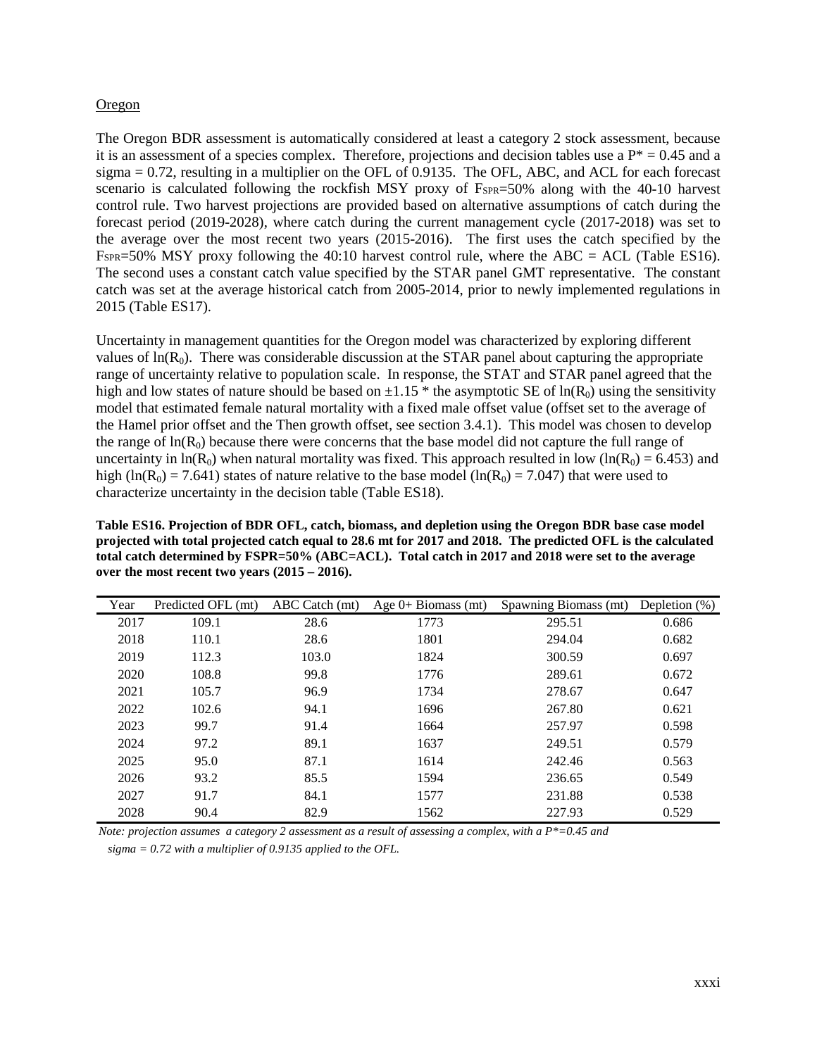Oregon

The Oregon BDR assessment is automatically considered at least a category 2 stock assessment, because it is an assessment of a species complex. Therefore, projections and decision tables use a $P^* = 0.45$ and a sigma = 0.72, resulting in a multiplier on the OFL of 0.9135. The OFL, ABC, and ACL for each forecast scenario is calculated following the rockfish MSY proxy of $F_{SPR}$=50% along with the 40-10 harvest control rule. Two harvest projections are provided based on alternative assumptions of catch during the forecast period (2019-2028), where catch during the current management cycle (2017-2018) was set to the average over the most recent two years (2015-2016). The first uses the catch specified by the $F_{SPR}$=50% MSY proxy following the 40:10 harvest control rule, where the ABC = ACL (Table ES16). The second uses a constant catch value specified by the STAR panel GMT representative. The constant catch was set at the average historical catch from 2005-2014, prior to newly implemented regulations in 2015 (Table ES17).

Uncertainty in management quantities for the Oregon model was characterized by exploring different values of $\ln(R_0)$. There was considerable discussion at the STAR panel about capturing the appropriate range of uncertainty relative to population scale. In response, the STAT and STAR panel agreed that the high and low states of nature should be based on $\pm 1.15$ * the asymptotic SE of $\ln(R_0)$ using the sensitivity model that estimated female natural mortality with a fixed male offset value (offset set to the average of the Hamel prior offset and the Then growth offset, see section 3.4.1). This model was chosen to develop the range of $\ln(R_0)$ because there were concerns that the base model did not capture the full range of uncertainty in $\ln(R_0)$ when natural mortality was fixed. This approach resulted in low ($\ln(R_0) = 6.453$) and high ($\ln(R_0) = 7.641$) states of nature relative to the base model ($\ln(R_0) = 7.047$) that were used to characterize uncertainty in the decision table (Table ES18).

**Table ES16. Projection of BDR OFL, catch, biomass, and depletion using the Oregon BDR base case model projected with total projected catch equal to 28.6 mt for 2017 and 2018. The predicted OFL is the calculated total catch determined by FSPR=50% (ABC=ACL). Total catch in 2017 and 2018 were set to the average over the most recent two years (2015 – 2016).**

| Year | Predicted OFL (mt) | ABC Catch (mt) | Age 0+ Biomass (mt) | Spawning Biomass (mt) | Depletion (%) |
|---|---|---|---|---|---|
| 2017 | 109.1 | 28.6 | 1773 | 295.51 | 0.686 |
| 2018 | 110.1 | 28.6 | 1801 | 294.04 | 0.682 |
| 2019 | 112.3 | 103.0 | 1824 | 300.59 | 0.697 |
| 2020 | 108.8 | 99.8 | 1776 | 289.61 | 0.672 |
| 2021 | 105.7 | 96.9 | 1734 | 278.67 | 0.647 |
| 2022 | 102.6 | 94.1 | 1696 | 267.80 | 0.621 |
| 2023 | 99.7 | 91.4 | 1664 | 257.97 | 0.598 |
| 2024 | 97.2 | 89.1 | 1637 | 249.51 | 0.579 |
| 2025 | 95.0 | 87.1 | 1614 | 242.46 | 0.563 |
| 2026 | 93.2 | 85.5 | 1594 | 236.65 | 0.549 |
| 2027 | 91.7 | 84.1 | 1577 | 231.88 | 0.538 |
| 2028 | 90.4 | 82.9 | 1562 | 227.93 | 0.529 |

*Note: projection assumes a category 2 assessment as a result of assessing a complex, with a P\*=0.45 and sigma = 0.72 with a multiplier of 0.9135 applied to the OFL.*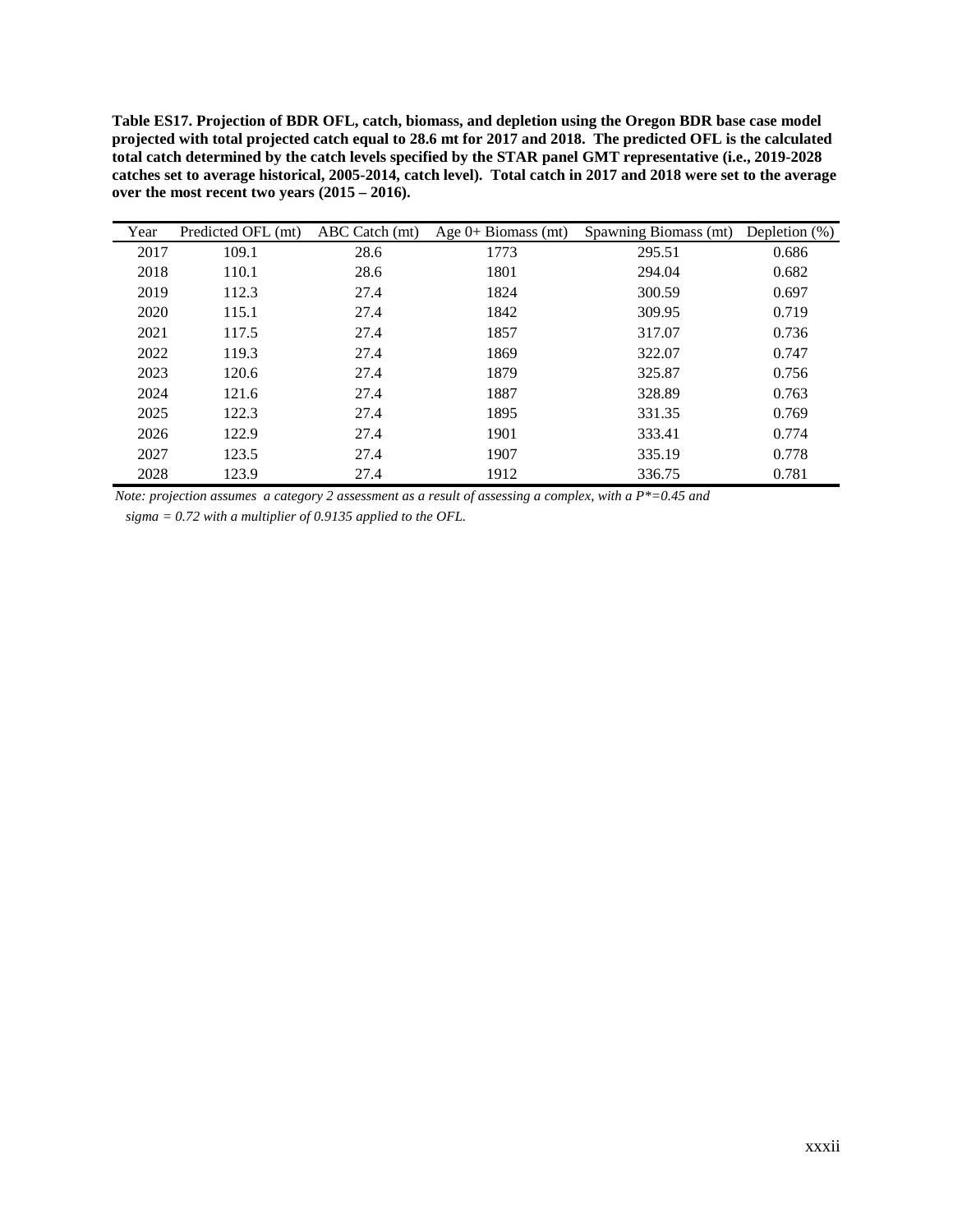**Table ES17. Projection of BDR OFL, catch, biomass, and depletion using the Oregon BDR base case model projected with total projected catch equal to 28.6 mt for 2017 and 2018. The predicted OFL is the calculated total catch determined by the catch levels specified by the STAR panel GMT representative (i.e., 2019-2028 catches set to average historical, 2005-2014, catch level). Total catch in 2017 and 2018 were set to the average over the most recent two years (2015 – 2016).**

| Year | Predicted OFL (mt) | ABC Catch (mt) | Age 0+ Biomass (mt) | Spawning Biomass (mt) | Depletion (%) |
|---|---|---|---|---|---|
| 2017 | 109.1 | 28.6 | 1773 | 295.51 | 0.686 |
| 2018 | 110.1 | 28.6 | 1801 | 294.04 | 0.682 |
| 2019 | 112.3 | 27.4 | 1824 | 300.59 | 0.697 |
| 2020 | 115.1 | 27.4 | 1842 | 309.95 | 0.719 |
| 2021 | 117.5 | 27.4 | 1857 | 317.07 | 0.736 |
| 2022 | 119.3 | 27.4 | 1869 | 322.07 | 0.747 |
| 2023 | 120.6 | 27.4 | 1879 | 325.87 | 0.756 |
| 2024 | 121.6 | 27.4 | 1887 | 328.89 | 0.763 |
| 2025 | 122.3 | 27.4 | 1895 | 331.35 | 0.769 |
| 2026 | 122.9 | 27.4 | 1901 | 333.41 | 0.774 |
| 2027 | 123.5 | 27.4 | 1907 | 335.19 | 0.778 |
| 2028 | 123.9 | 27.4 | 1912 | 336.75 | 0.781 |

*Note: projection assumes a category 2 assessment as a result of assessing a complex, with a P\*=0.45 and sigma = 0.72 with a multiplier of 0.9135 applied to the OFL.*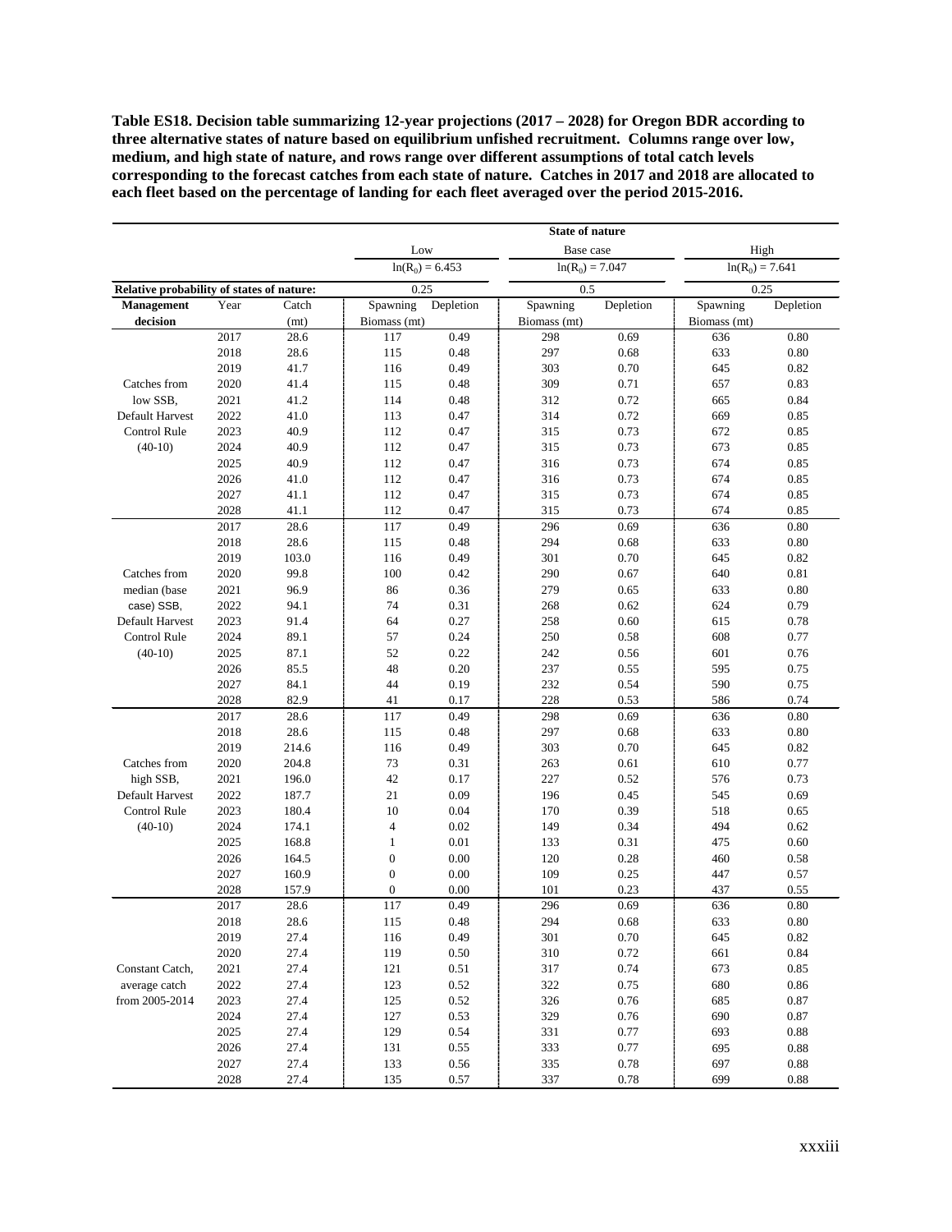**Table ES18. Decision table summarizing 12-year projections (2017 – 2028) for Oregon BDR according to three alternative states of nature based on equilibrium unfished recruitment. Columns range over low, medium, and high state of nature, and rows range over different assumptions of total catch levels corresponding to the forecast catches from each state of nature. Catches in 2017 and 2018 are allocated to each fleet based on the percentage of landing for each fleet averaged over the period 2015-2016.**

| | | | State of nature | | | | | |
|---|---|---|---|---|---|---|---|---|
| | | | Low | | Base case | | High | |
| | | | $\ln(R_0) = 6.453$ | | $\ln(R_0) = 7.047$ | | $\ln(R_0) = 7.641$ | |
| **Relative probability of states of nature:** | | | 0.25 | | 0.5 | | 0.25 | |
| **Management decision** | Year | Catch (mt) | Spawning Biomass (mt) | Depletion | Spawning Biomass (mt) | Depletion | Spawning Biomass (mt) | Depletion |
| Catches from low SSB, Default Harvest Control Rule (40-10) | 2017 | 28.6 | 117 | 0.49 | 298 | 0.69 | 636 | 0.80 |
| | 2018 | 28.6 | 115 | 0.48 | 297 | 0.68 | 633 | 0.80 |
| | 2019 | 41.7 | 116 | 0.49 | 303 | 0.70 | 645 | 0.82 |
| | 2020 | 41.4 | 115 | 0.48 | 309 | 0.71 | 657 | 0.83 |
| | 2021 | 41.2 | 114 | 0.48 | 312 | 0.72 | 665 | 0.84 |
| | 2022 | 41.0 | 113 | 0.47 | 314 | 0.72 | 669 | 0.85 |
| | 2023 | 40.9 | 112 | 0.47 | 315 | 0.73 | 672 | 0.85 |
| | 2024 | 40.9 | 112 | 0.47 | 315 | 0.73 | 673 | 0.85 |
| | 2025 | 40.9 | 112 | 0.47 | 316 | 0.73 | 674 | 0.85 |
| | 2026 | 41.0 | 112 | 0.47 | 316 | 0.73 | 674 | 0.85 |
| | 2027 | 41.1 | 112 | 0.47 | 315 | 0.73 | 674 | 0.85 |
| | 2028 | 41.1 | 112 | 0.47 | 315 | 0.73 | 674 | 0.85 |
| Catches from median (base case) SSB, Default Harvest Control Rule (40-10) | 2017 | 28.6 | 117 | 0.49 | 296 | 0.69 | 636 | 0.80 |
| | 2018 | 28.6 | 115 | 0.48 | 294 | 0.68 | 633 | 0.80 |
| | 2019 | 103.0 | 116 | 0.49 | 301 | 0.70 | 645 | 0.82 |
| | 2020 | 99.8 | 100 | 0.42 | 290 | 0.67 | 640 | 0.81 |
| | 2021 | 96.9 | 86 | 0.36 | 279 | 0.65 | 633 | 0.80 |
| | 2022 | 94.1 | 74 | 0.31 | 268 | 0.62 | 624 | 0.79 |
| | 2023 | 91.4 | 64 | 0.27 | 258 | 0.60 | 615 | 0.78 |
| | 2024 | 89.1 | 57 | 0.24 | 250 | 0.58 | 608 | 0.77 |
| | 2025 | 87.1 | 52 | 0.22 | 242 | 0.56 | 601 | 0.76 |
| | 2026 | 85.5 | 48 | 0.20 | 237 | 0.55 | 595 | 0.75 |
| | 2027 | 84.1 | 44 | 0.19 | 232 | 0.54 | 590 | 0.75 |
| | 2028 | 82.9 | 41 | 0.17 | 228 | 0.53 | 586 | 0.74 |
| Catches from high SSB, Default Harvest Control Rule (40-10) | 2017 | 28.6 | 117 | 0.49 | 298 | 0.69 | 636 | 0.80 |
| | 2018 | 28.6 | 115 | 0.48 | 297 | 0.68 | 633 | 0.80 |
| | 2019 | 214.6 | 116 | 0.49 | 303 | 0.70 | 645 | 0.82 |
| | 2020 | 204.8 | 73 | 0.31 | 263 | 0.61 | 610 | 0.77 |
| | 2021 | 196.0 | 42 | 0.17 | 227 | 0.52 | 576 | 0.73 |
| | 2022 | 187.7 | 21 | 0.09 | 196 | 0.45 | 545 | 0.69 |
| | 2023 | 180.4 | 10 | 0.04 | 170 | 0.39 | 518 | 0.65 |
| | 2024 | 174.1 | 4 | 0.02 | 149 | 0.34 | 494 | 0.62 |
| | 2025 | 168.8 | 1 | 0.01 | 133 | 0.31 | 475 | 0.60 |
| | 2026 | 164.5 | 0 | 0.00 | 120 | 0.28 | 460 | 0.58 |
| | 2027 | 160.9 | 0 | 0.00 | 109 | 0.25 | 447 | 0.57 |
| | 2028 | 157.9 | 0 | 0.00 | 101 | 0.23 | 437 | 0.55 |
| Constant Catch, average catch from 2005-2014 | 2017 | 28.6 | 117 | 0.49 | 296 | 0.69 | 636 | 0.80 |
| | 2018 | 28.6 | 115 | 0.48 | 294 | 0.68 | 633 | 0.80 |
| | 2019 | 27.4 | 116 | 0.49 | 301 | 0.70 | 645 | 0.82 |
| | 2020 | 27.4 | 119 | 0.50 | 310 | 0.72 | 661 | 0.84 |
| | 2021 | 27.4 | 121 | 0.51 | 317 | 0.74 | 673 | 0.85 |
| | 2022 | 27.4 | 123 | 0.52 | 322 | 0.75 | 680 | 0.86 |
| | 2023 | 27.4 | 125 | 0.52 | 326 | 0.76 | 685 | 0.87 |
| | 2024 | 27.4 | 127 | 0.53 | 329 | 0.76 | 690 | 0.87 |
| | 2025 | 27.4 | 129 | 0.54 | 331 | 0.77 | 693 | 0.88 |
| | 2026 | 27.4 | 131 | 0.55 | 333 | 0.77 | 695 | 0.88 |
| | 2027 | 27.4 | 133 | 0.56 | 335 | 0.78 | 697 | 0.88 |
| | 2028 | 27.4 | 135 | 0.57 | 337 | 0.78 | 699 | 0.88 |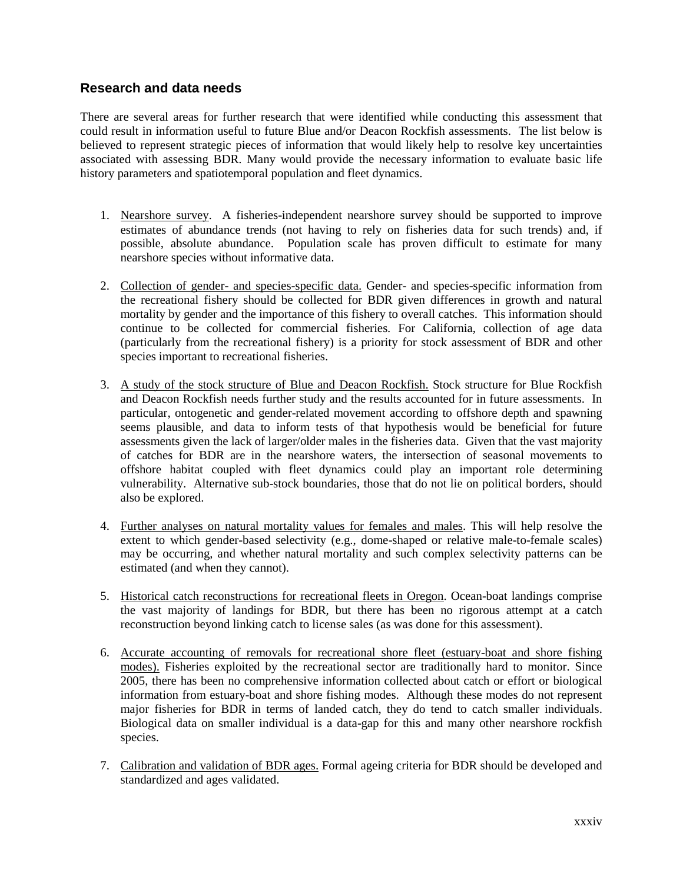## Research and data needs

There are several areas for further research that were identified while conducting this assessment that could result in information useful to future Blue and/or Deacon Rockfish assessments. The list below is believed to represent strategic pieces of information that would likely help to resolve key uncertainties associated with assessing BDR. Many would provide the necessary information to evaluate basic life history parameters and spatiotemporal population and fleet dynamics.

1. Nearshore survey. A fisheries-independent nearshore survey should be supported to improve estimates of abundance trends (not having to rely on fisheries data for such trends) and, if possible, absolute abundance. Population scale has proven difficult to estimate for many nearshore species without informative data.

2. Collection of gender- and species-specific data. Gender- and species-specific information from the recreational fishery should be collected for BDR given differences in growth and natural mortality by gender and the importance of this fishery to overall catches. This information should continue to be collected for commercial fisheries. For California, collection of age data (particularly from the recreational fishery) is a priority for stock assessment of BDR and other species important to recreational fisheries.

3. A study of the stock structure of Blue and Deacon Rockfish. Stock structure for Blue Rockfish and Deacon Rockfish needs further study and the results accounted for in future assessments. In particular, ontogenetic and gender-related movement according to offshore depth and spawning seems plausible, and data to inform tests of that hypothesis would be beneficial for future assessments given the lack of larger/older males in the fisheries data. Given that the vast majority of catches for BDR are in the nearshore waters, the intersection of seasonal movements to offshore habitat coupled with fleet dynamics could play an important role determining vulnerability. Alternative sub-stock boundaries, those that do not lie on political borders, should also be explored.

4. Further analyses on natural mortality values for females and males. This will help resolve the extent to which gender-based selectivity (e.g., dome-shaped or relative male-to-female scales) may be occurring, and whether natural mortality and such complex selectivity patterns can be estimated (and when they cannot).

5. Historical catch reconstructions for recreational fleets in Oregon. Ocean-boat landings comprise the vast majority of landings for BDR, but there has been no rigorous attempt at a catch reconstruction beyond linking catch to license sales (as was done for this assessment).

6. Accurate accounting of removals for recreational shore fleet (estuary-boat and shore fishing modes). Fisheries exploited by the recreational sector are traditionally hard to monitor. Since 2005, there has been no comprehensive information collected about catch or effort or biological information from estuary-boat and shore fishing modes. Although these modes do not represent major fisheries for BDR in terms of landed catch, they do tend to catch smaller individuals. Biological data on smaller individual is a data-gap for this and many other nearshore rockfish species.

7. Calibration and validation of BDR ages. Formal ageing criteria for BDR should be developed and standardized and ages validated.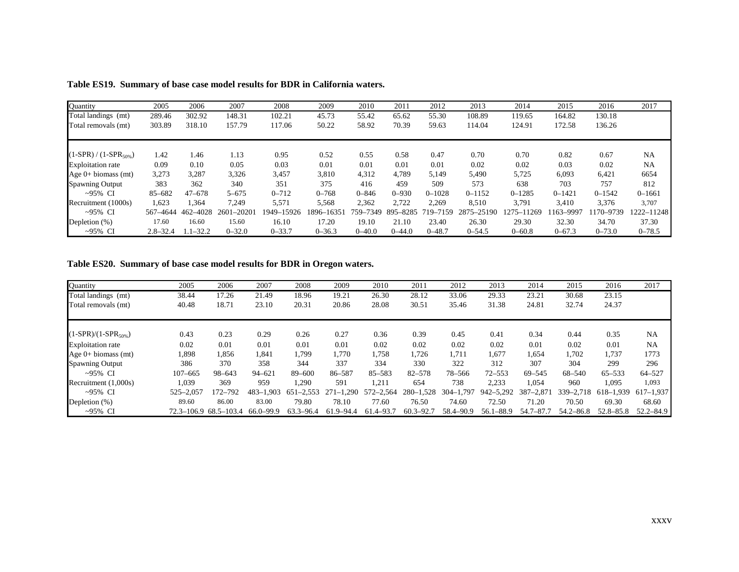**Table ES19. Summary of base case model results for BDR in California waters.**

| Quantity | 2005 | 2006 | 2007 | 2008 | 2009 | 2010 | 2011 | 2012 | 2013 | 2014 | 2015 | 2016 | 2017 |
|---|---|---|---|---|---|---|---|---|---|---|---|---|---|
| Total landings (mt) | 289.46 | 302.92 | 148.31 | 102.21 | 45.73 | 55.42 | 65.62 | 55.30 | 108.89 | 119.65 | 164.82 | 130.18 | |
| Total removals (mt) | 303.89 | 318.10 | 157.79 | 117.06 | 50.22 | 58.92 | 70.39 | 59.63 | 114.04 | 124.91 | 172.58 | 136.26 | |
| $(1\text{-SPR}) / (1\text{-SPR}_{50\%})$ | 1.42 | 1.46 | 1.13 | 0.95 | 0.52 | 0.55 | 0.58 | 0.47 | 0.70 | 0.70 | 0.82 | 0.67 | NA |
| Exploitation rate | 0.09 | 0.10 | 0.05 | 0.03 | 0.01 | 0.01 | 0.01 | 0.01 | 0.02 | 0.02 | 0.03 | 0.02 | NA |
| Age 0+ biomass (mt) | 3,273 | 3,287 | 3,326 | 3,457 | 3,810 | 4,312 | 4,789 | 5,149 | 5,490 | 5,725 | 6,093 | 6,421 | 6654 |
| Spawning Output | 383 | 362 | 340 | 351 | 375 | 416 | 459 | 509 | 573 | 638 | 703 | 757 | 812 |
| ~95% CI | 85–682 | 47–678 | 5–675 | 0–712 | 0–768 | 0–846 | 0–930 | 0–1028 | 0–1152 | 0–1285 | 0–1421 | 0–1542 | 0–1661 |
| Recruitment (1000s) | 1,623 | 1,364 | 7,249 | 5,571 | 5,568 | 2,362 | 2,722 | 2,269 | 8,510 | 3,791 | 3,410 | 3,376 | 3,707 |
| ~95% CI | 567–4644 | 462–4028 | 2601–20201 | 1949–15926 | 1896–16351 | 759–7349 | 895–8285 | 719–7159 | 2875–25190 | 1275–11269 | 1163–9997 | 1170–9739 | 1222–11248 |
| Depletion (%) | 17.60 | 16.60 | 15.60 | 16.10 | 17.20 | 19.10 | 21.10 | 23.40 | 26.30 | 29.30 | 32.30 | 34.70 | 37.30 |
| ~95% CI | 2.8–32.4 | 1.1–32.2 | 0–32.0 | 0–33.7 | 0–36.3 | 0–40.0 | 0–44.0 | 0–48.7 | 0–54.5 | 0–60.8 | 0–67.3 | 0–73.0 | 0–78.5 |

**Table ES20. Summary of base case model results for BDR in Oregon waters.**

| Quantity | 2005 | 2006 | 2007 | 2008 | 2009 | 2010 | 2011 | 2012 | 2013 | 2014 | 2015 | 2016 | 2017 |
|---|---|---|---|---|---|---|---|---|---|---|---|---|---|
| Total landings (mt) | 38.44 | 17.26 | 21.49 | 18.96 | 19.21 | 26.30 | 28.12 | 33.06 | 29.33 | 23.21 | 30.68 | 23.15 | |
| Total removals (mt) | 40.48 | 18.71 | 23.10 | 20.31 | 20.86 | 28.08 | 30.51 | 35.46 | 31.38 | 24.81 | 32.74 | 24.37 | |
| $(1\text{-SPR})/(1\text{-SPR}_{50\%})$ | 0.43 | 0.23 | 0.29 | 0.26 | 0.27 | 0.36 | 0.39 | 0.45 | 0.41 | 0.34 | 0.44 | 0.35 | NA |
| Exploitation rate | 0.02 | 0.01 | 0.01 | 0.01 | 0.01 | 0.02 | 0.02 | 0.02 | 0.02 | 0.01 | 0.02 | 0.01 | NA |
| Age 0+ biomass (mt) | 1,898 | 1,856 | 1,841 | 1,799 | 1,770 | 1,758 | 1,726 | 1,711 | 1,677 | 1,654 | 1,702 | 1,737 | 1773 |
| Spawning Output | 386 | 370 | 358 | 344 | 337 | 334 | 330 | 322 | 312 | 307 | 304 | 299 | 296 |
| ~95% CI | 107–665 | 98–643 | 94–621 | 89–600 | 86–587 | 85–583 | 82–578 | 78–566 | 72–553 | 69–545 | 68–540 | 65–533 | 64–527 |
| Recruitment (1,000s) | 1,039 | 369 | 959 | 1,290 | 591 | 1,211 | 654 | 738 | 2,233 | 1,054 | 960 | 1,095 | 1,093 |
| ~95% CI | 525–2,057 | 172–792 | 483–1,903 | 651–2,553 | 271–1,290 | 572–2,564 | 280–1,528 | 304–1,797 | 942–5,292 | 387–2,871 | 339–2,718 | 618–1,939 | 617–1,937 |
| Depletion (%) | 89.60 | 86.00 | 83.00 | 79.80 | 78.10 | 77.60 | 76.50 | 74.60 | 72.50 | 71.20 | 70.50 | 69.30 | 68.60 |
| ~95% CI | 72.3–106.9 | 68.5–103.4 | 66.0–99.9 | 63.3–96.4 | 61.9–94.4 | 61.4–93.7 | 60.3–92.7 | 58.4–90.9 | 56.1–88.9 | 54.7–87.7 | 54.2–86.8 | 52.8–85.8 | 52.2–84.9 |